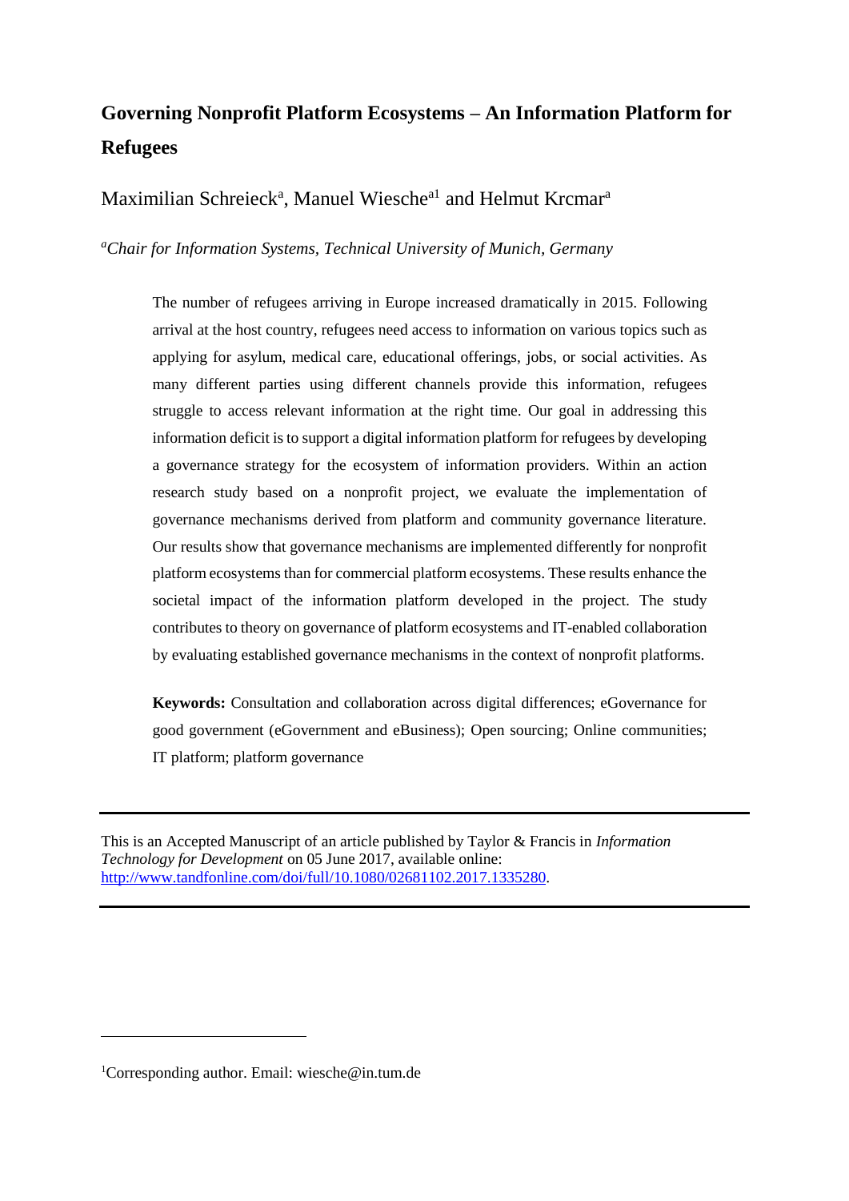# Governing Nonprofit Platform Ecosystems – An Information Platform for Refugees

Maximilian Schreieck[a], Manuel Wiesche[a1] and Helmut Krcmar[a]

[a]*Chair for Information Systems, Technical University of Munich, Germany*

The number of refugees arriving in Europe increased dramatically in 2015. Following arrival at the host country, refugees need access to information on various topics such as applying for asylum, medical care, educational offerings, jobs, or social activities. As many different parties using different channels provide this information, refugees struggle to access relevant information at the right time. Our goal in addressing this information deficit is to support a digital information platform for refugees by developing a governance strategy for the ecosystem of information providers. Within an action research study based on a nonprofit project, we evaluate the implementation of governance mechanisms derived from platform and community governance literature. Our results show that governance mechanisms are implemented differently for nonprofit platform ecosystems than for commercial platform ecosystems. These results enhance the societal impact of the information platform developed in the project. The study contributes to theory on governance of platform ecosystems and IT-enabled collaboration by evaluating established governance mechanisms in the context of nonprofit platforms.

**Keywords:** Consultation and collaboration across digital differences; eGovernance for good government (eGovernment and eBusiness); Open sourcing; Online communities; IT platform; platform governance

---

This is an Accepted Manuscript of an article published by Taylor & Francis in *Information Technology for Development* on 05 June 2017, available online: http://www.tandfonline.com/doi/full/10.1080/02681102.2017.1335280.

---

[1]Corresponding author. Email: wiesche@in.tum.de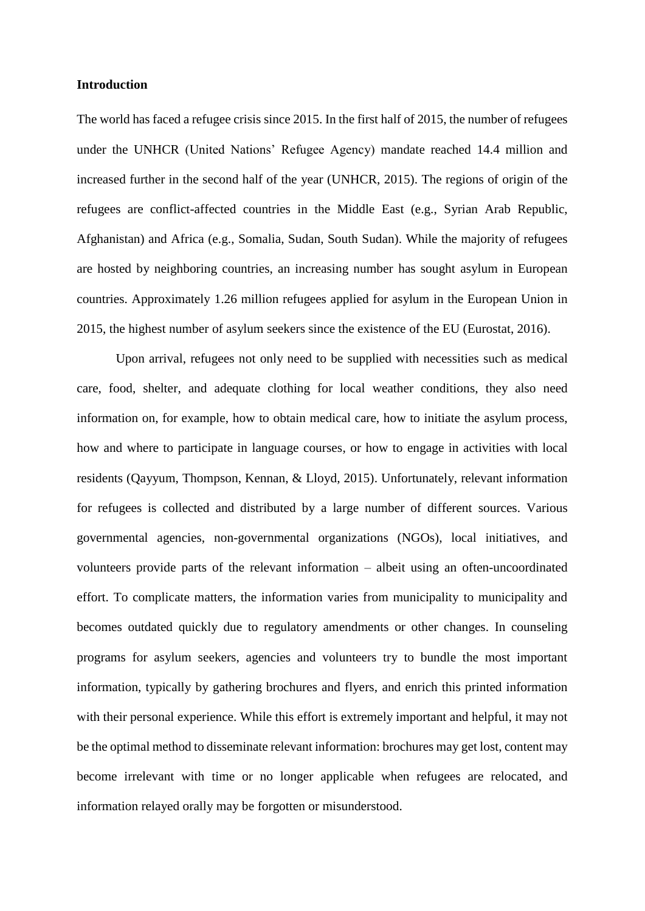**Introduction**

The world has faced a refugee crisis since 2015. In the first half of 2015, the number of refugees under the UNHCR (United Nations' Refugee Agency) mandate reached 14.4 million and increased further in the second half of the year (UNHCR, 2015). The regions of origin of the refugees are conflict-affected countries in the Middle East (e.g., Syrian Arab Republic, Afghanistan) and Africa (e.g., Somalia, Sudan, South Sudan). While the majority of refugees are hosted by neighboring countries, an increasing number has sought asylum in European countries. Approximately 1.26 million refugees applied for asylum in the European Union in 2015, the highest number of asylum seekers since the existence of the EU (Eurostat, 2016).

Upon arrival, refugees not only need to be supplied with necessities such as medical care, food, shelter, and adequate clothing for local weather conditions, they also need information on, for example, how to obtain medical care, how to initiate the asylum process, how and where to participate in language courses, or how to engage in activities with local residents (Qayyum, Thompson, Kennan, & Lloyd, 2015). Unfortunately, relevant information for refugees is collected and distributed by a large number of different sources. Various governmental agencies, non-governmental organizations (NGOs), local initiatives, and volunteers provide parts of the relevant information – albeit using an often-uncoordinated effort. To complicate matters, the information varies from municipality to municipality and becomes outdated quickly due to regulatory amendments or other changes. In counseling programs for asylum seekers, agencies and volunteers try to bundle the most important information, typically by gathering brochures and flyers, and enrich this printed information with their personal experience. While this effort is extremely important and helpful, it may not be the optimal method to disseminate relevant information: brochures may get lost, content may become irrelevant with time or no longer applicable when refugees are relocated, and information relayed orally may be forgotten or misunderstood.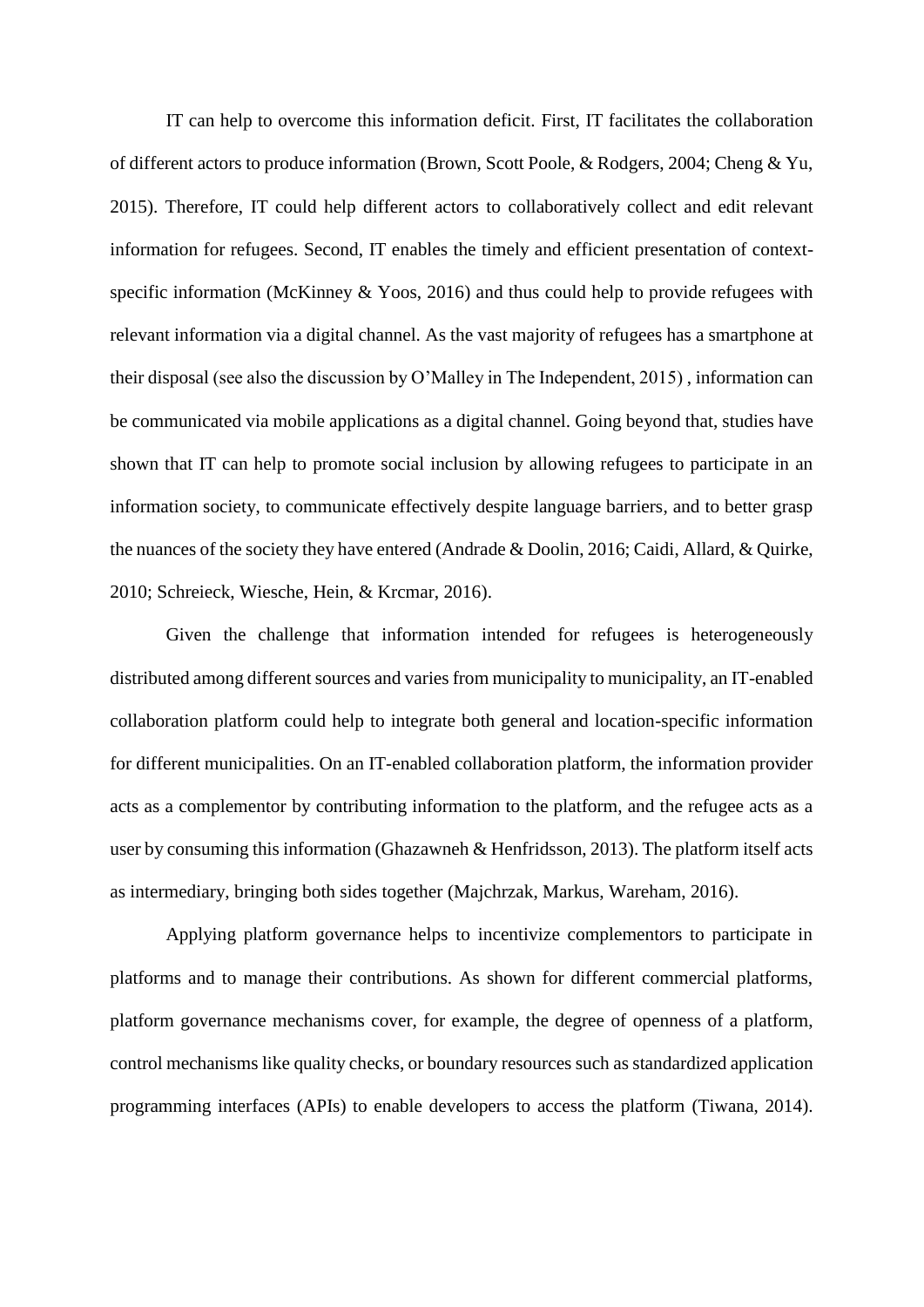IT can help to overcome this information deficit. First, IT facilitates the collaboration of different actors to produce information (Brown, Scott Poole, & Rodgers, 2004; Cheng & Yu, 2015). Therefore, IT could help different actors to collaboratively collect and edit relevant information for refugees. Second, IT enables the timely and efficient presentation of context-specific information (McKinney & Yoos, 2016) and thus could help to provide refugees with relevant information via a digital channel. As the vast majority of refugees has a smartphone at their disposal (see also the discussion by O'Malley in The Independent, 2015) , information can be communicated via mobile applications as a digital channel. Going beyond that, studies have shown that IT can help to promote social inclusion by allowing refugees to participate in an information society, to communicate effectively despite language barriers, and to better grasp the nuances of the society they have entered (Andrade & Doolin, 2016; Caidi, Allard, & Quirke, 2010; Schreieck, Wiesche, Hein, & Krcmar, 2016).

Given the challenge that information intended for refugees is heterogeneously distributed among different sources and varies from municipality to municipality, an IT-enabled collaboration platform could help to integrate both general and location-specific information for different municipalities. On an IT-enabled collaboration platform, the information provider acts as a complementor by contributing information to the platform, and the refugee acts as a user by consuming this information (Ghazawneh & Henfridsson, 2013). The platform itself acts as intermediary, bringing both sides together (Majchrzak, Markus, Wareham, 2016).

Applying platform governance helps to incentivize complementors to participate in platforms and to manage their contributions. As shown for different commercial platforms, platform governance mechanisms cover, for example, the degree of openness of a platform, control mechanisms like quality checks, or boundary resources such as standardized application programming interfaces (APIs) to enable developers to access the platform (Tiwana, 2014).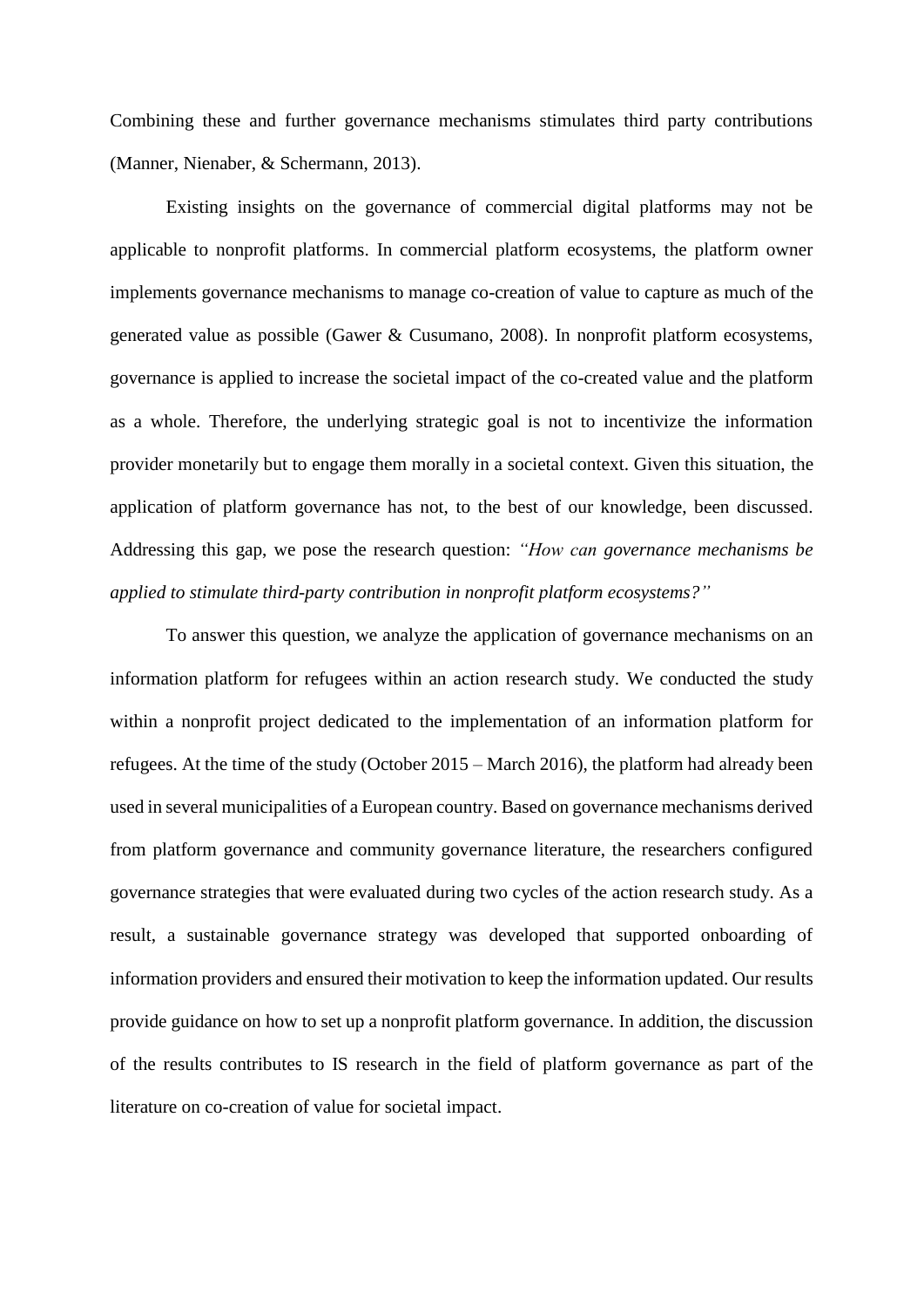Combining these and further governance mechanisms stimulates third party contributions (Manner, Nienaber, & Schermann, 2013).

Existing insights on the governance of commercial digital platforms may not be applicable to nonprofit platforms. In commercial platform ecosystems, the platform owner implements governance mechanisms to manage co-creation of value to capture as much of the generated value as possible (Gawer & Cusumano, 2008). In nonprofit platform ecosystems, governance is applied to increase the societal impact of the co-created value and the platform as a whole. Therefore, the underlying strategic goal is not to incentivize the information provider monetarily but to engage them morally in a societal context. Given this situation, the application of platform governance has not, to the best of our knowledge, been discussed. Addressing this gap, we pose the research question: *"How can governance mechanisms be applied to stimulate third-party contribution in nonprofit platform ecosystems?"*

To answer this question, we analyze the application of governance mechanisms on an information platform for refugees within an action research study. We conducted the study within a nonprofit project dedicated to the implementation of an information platform for refugees. At the time of the study (October 2015 – March 2016), the platform had already been used in several municipalities of a European country. Based on governance mechanisms derived from platform governance and community governance literature, the researchers configured governance strategies that were evaluated during two cycles of the action research study. As a result, a sustainable governance strategy was developed that supported onboarding of information providers and ensured their motivation to keep the information updated. Our results provide guidance on how to set up a nonprofit platform governance. In addition, the discussion of the results contributes to IS research in the field of platform governance as part of the literature on co-creation of value for societal impact.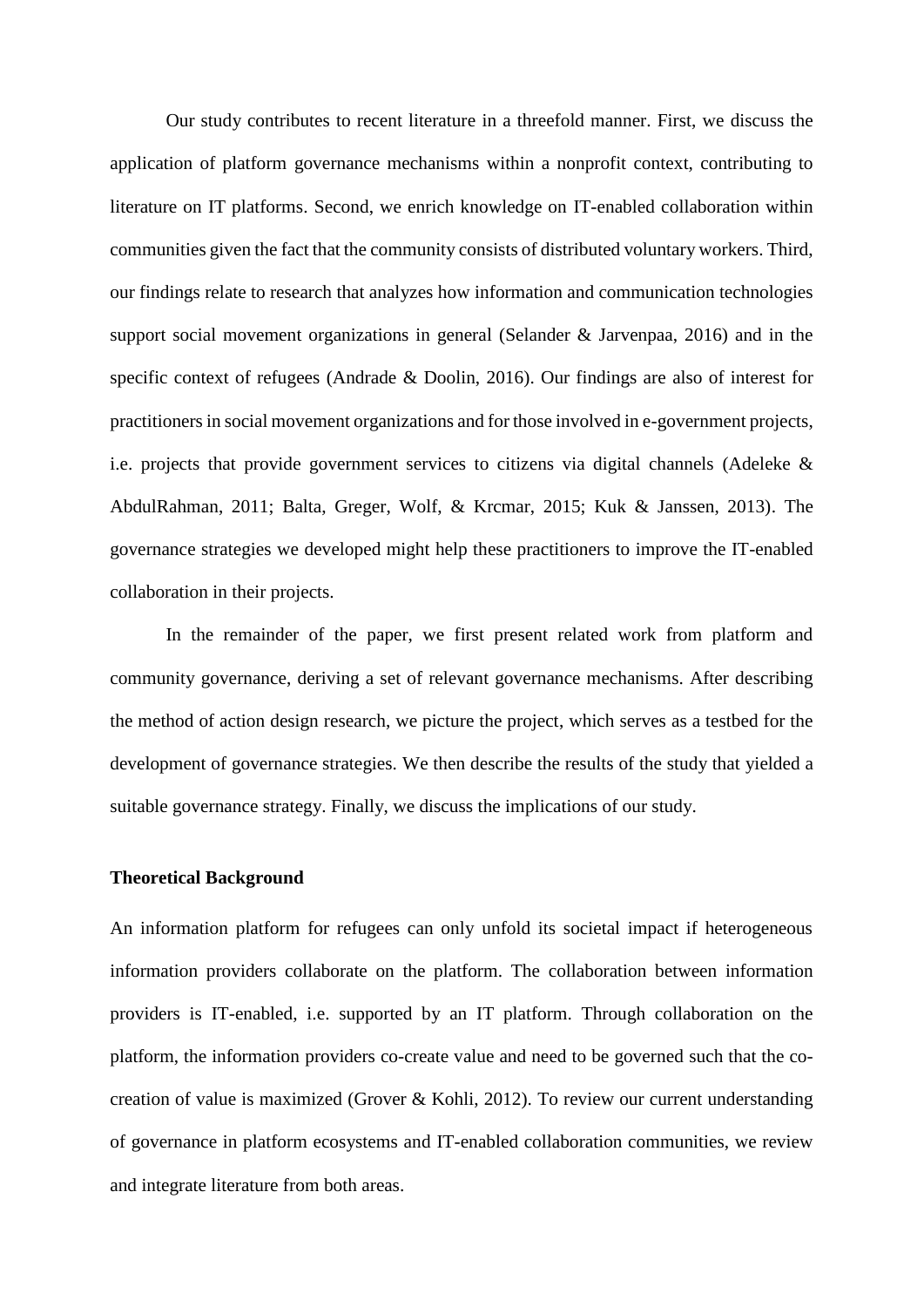Our study contributes to recent literature in a threefold manner. First, we discuss the application of platform governance mechanisms within a nonprofit context, contributing to literature on IT platforms. Second, we enrich knowledge on IT-enabled collaboration within communities given the fact that the community consists of distributed voluntary workers. Third, our findings relate to research that analyzes how information and communication technologies support social movement organizations in general (Selander & Jarvenpaa, 2016) and in the specific context of refugees (Andrade & Doolin, 2016). Our findings are also of interest for practitioners in social movement organizations and for those involved in e-government projects, i.e. projects that provide government services to citizens via digital channels (Adeleke & AbdulRahman, 2011; Balta, Greger, Wolf, & Krcmar, 2015; Kuk & Janssen, 2013). The governance strategies we developed might help these practitioners to improve the IT-enabled collaboration in their projects.

In the remainder of the paper, we first present related work from platform and community governance, deriving a set of relevant governance mechanisms. After describing the method of action design research, we picture the project, which serves as a testbed for the development of governance strategies. We then describe the results of the study that yielded a suitable governance strategy. Finally, we discuss the implications of our study.

## Theoretical Background

An information platform for refugees can only unfold its societal impact if heterogeneous information providers collaborate on the platform. The collaboration between information providers is IT-enabled, i.e. supported by an IT platform. Through collaboration on the platform, the information providers co-create value and need to be governed such that the co-creation of value is maximized (Grover & Kohli, 2012). To review our current understanding of governance in platform ecosystems and IT-enabled collaboration communities, we review and integrate literature from both areas.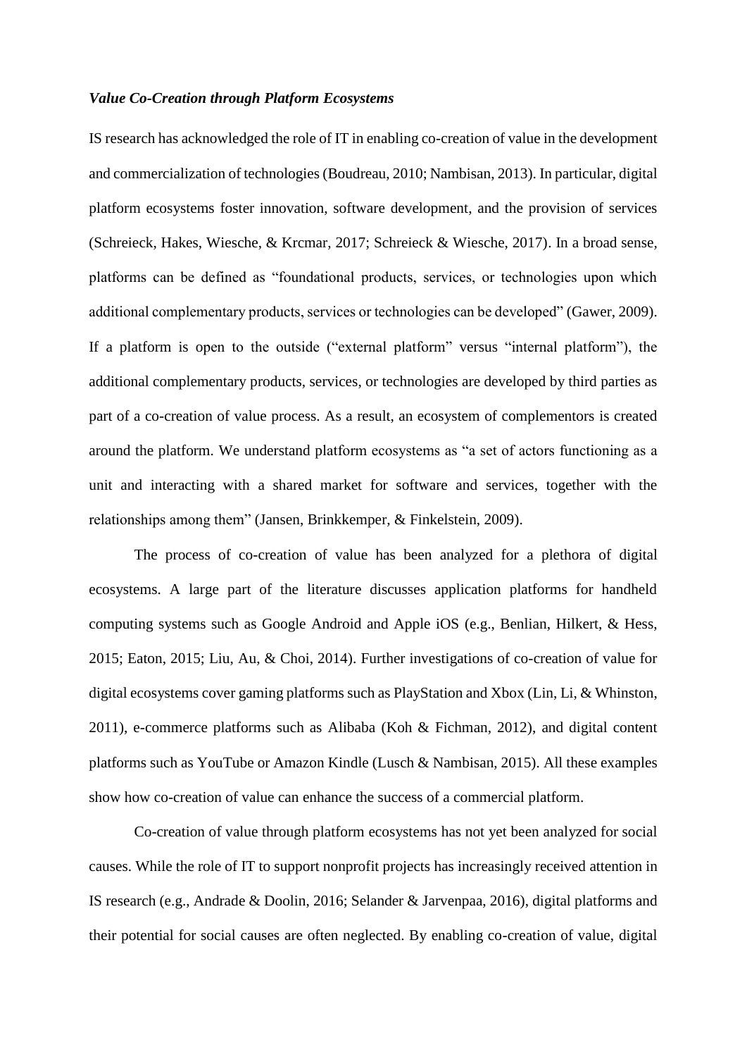### *Value Co-Creation through Platform Ecosystems*

IS research has acknowledged the role of IT in enabling co-creation of value in the development and commercialization of technologies (Boudreau, 2010; Nambisan, 2013). In particular, digital platform ecosystems foster innovation, software development, and the provision of services (Schreieck, Hakes, Wiesche, & Krcmar, 2017; Schreieck & Wiesche, 2017). In a broad sense, platforms can be defined as "foundational products, services, or technologies upon which additional complementary products, services or technologies can be developed" (Gawer, 2009). If a platform is open to the outside ("external platform" versus "internal platform"), the additional complementary products, services, or technologies are developed by third parties as part of a co-creation of value process. As a result, an ecosystem of complementors is created around the platform. We understand platform ecosystems as "a set of actors functioning as a unit and interacting with a shared market for software and services, together with the relationships among them" (Jansen, Brinkkemper, & Finkelstein, 2009).

The process of co-creation of value has been analyzed for a plethora of digital ecosystems. A large part of the literature discusses application platforms for handheld computing systems such as Google Android and Apple iOS (e.g., Benlian, Hilkert, & Hess, 2015; Eaton, 2015; Liu, Au, & Choi, 2014). Further investigations of co-creation of value for digital ecosystems cover gaming platforms such as PlayStation and Xbox (Lin, Li, & Whinston, 2011), e-commerce platforms such as Alibaba (Koh & Fichman, 2012), and digital content platforms such as YouTube or Amazon Kindle (Lusch & Nambisan, 2015). All these examples show how co-creation of value can enhance the success of a commercial platform.

Co-creation of value through platform ecosystems has not yet been analyzed for social causes. While the role of IT to support nonprofit projects has increasingly received attention in IS research (e.g., Andrade & Doolin, 2016; Selander & Jarvenpaa, 2016), digital platforms and their potential for social causes are often neglected. By enabling co-creation of value, digital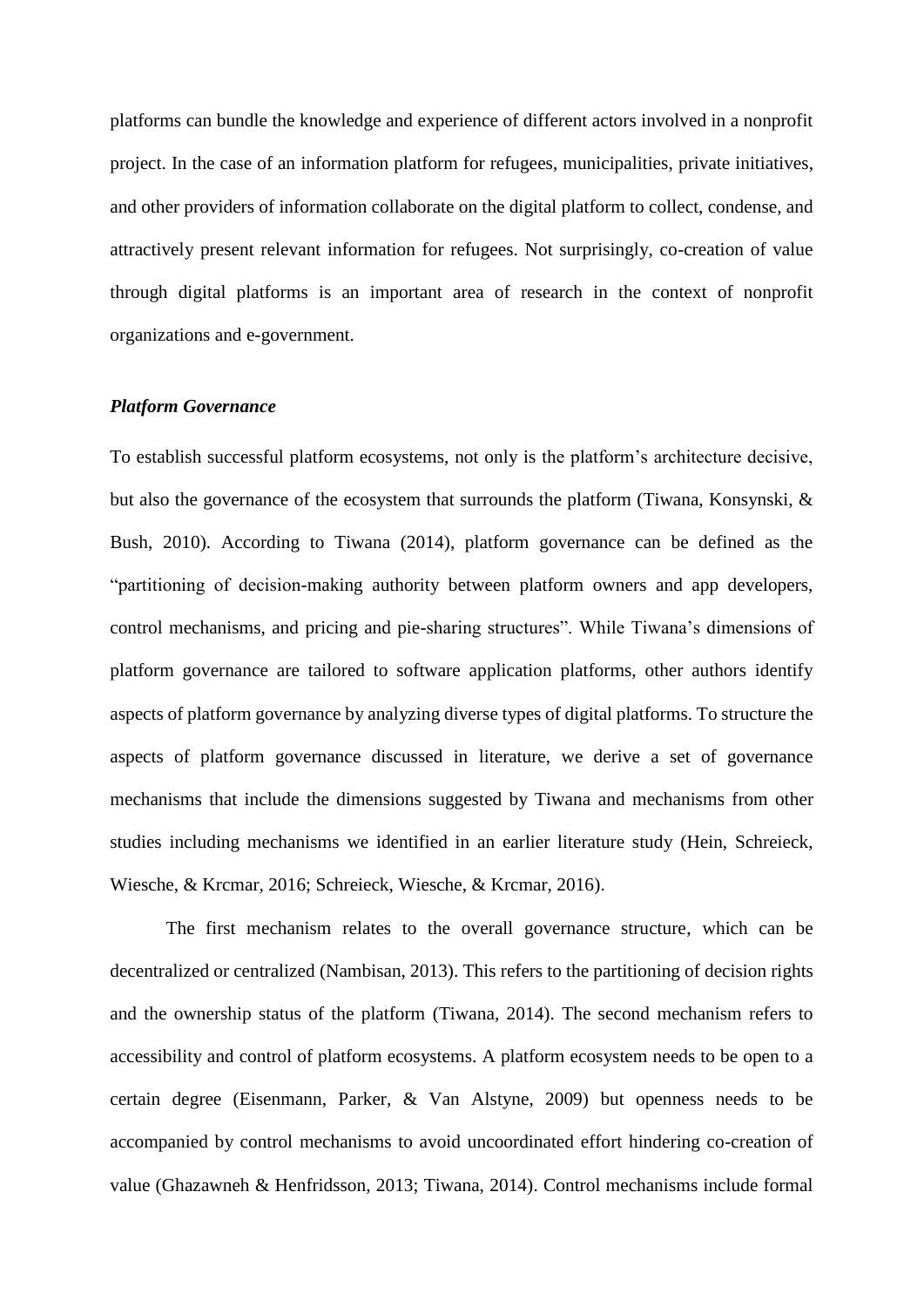platforms can bundle the knowledge and experience of different actors involved in a nonprofit project. In the case of an information platform for refugees, municipalities, private initiatives, and other providers of information collaborate on the digital platform to collect, condense, and attractively present relevant information for refugees. Not surprisingly, co-creation of value through digital platforms is an important area of research in the context of nonprofit organizations and e-government.

***Platform Governance***

To establish successful platform ecosystems, not only is the platform's architecture decisive, but also the governance of the ecosystem that surrounds the platform (Tiwana, Konsynski, & Bush, 2010). According to Tiwana (2014), platform governance can be defined as the "partitioning of decision-making authority between platform owners and app developers, control mechanisms, and pricing and pie-sharing structures". While Tiwana's dimensions of platform governance are tailored to software application platforms, other authors identify aspects of platform governance by analyzing diverse types of digital platforms. To structure the aspects of platform governance discussed in literature, we derive a set of governance mechanisms that include the dimensions suggested by Tiwana and mechanisms from other studies including mechanisms we identified in an earlier literature study (Hein, Schreieck, Wiesche, & Krcmar, 2016; Schreieck, Wiesche, & Krcmar, 2016).

The first mechanism relates to the overall governance structure, which can be decentralized or centralized (Nambisan, 2013). This refers to the partitioning of decision rights and the ownership status of the platform (Tiwana, 2014). The second mechanism refers to accessibility and control of platform ecosystems. A platform ecosystem needs to be open to a certain degree (Eisenmann, Parker, & Van Alstyne, 2009) but openness needs to be accompanied by control mechanisms to avoid uncoordinated effort hindering co-creation of value (Ghazawneh & Henfridsson, 2013; Tiwana, 2014). Control mechanisms include formal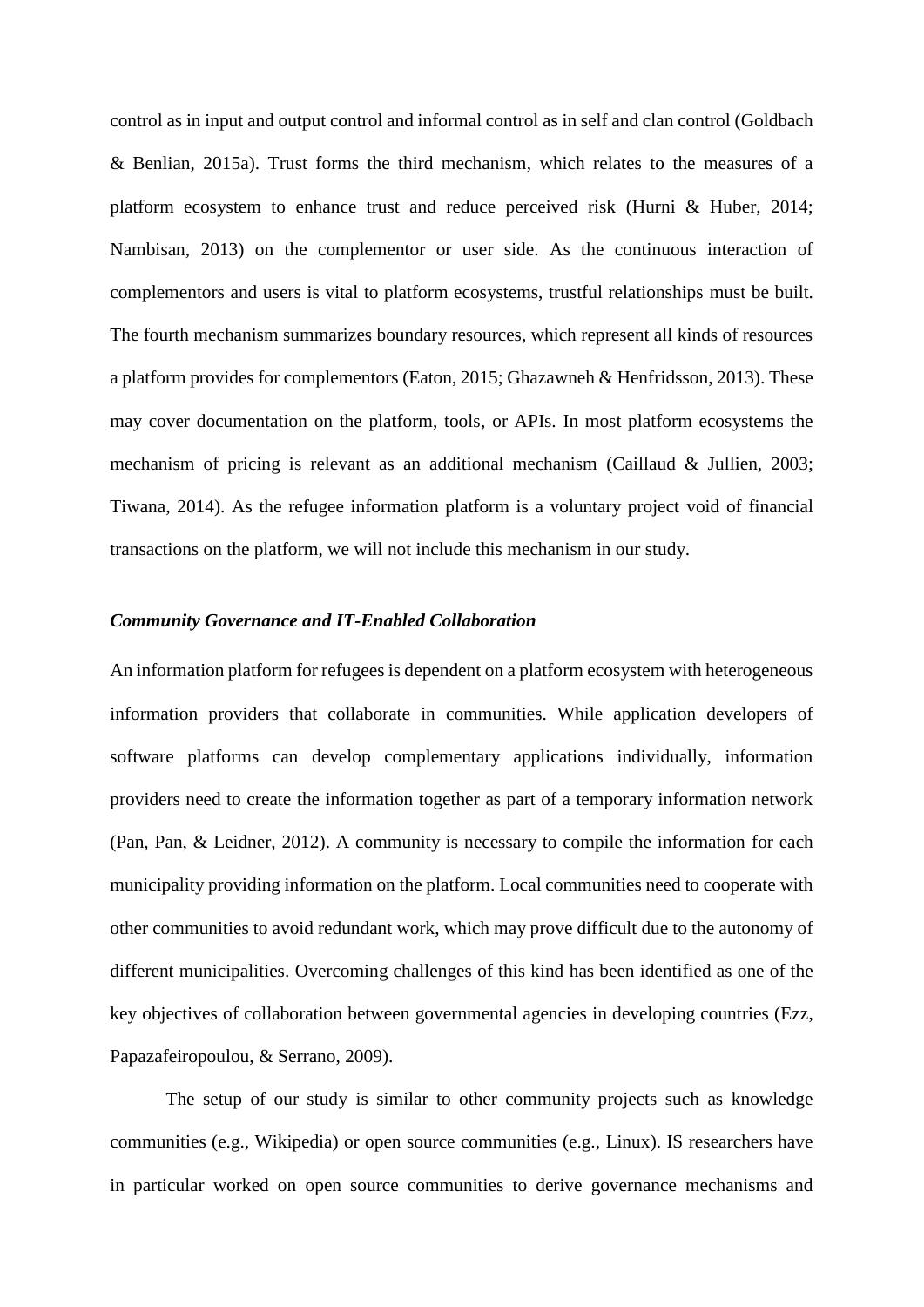control as in input and output control and informal control as in self and clan control (Goldbach & Benlian, 2015a). Trust forms the third mechanism, which relates to the measures of a platform ecosystem to enhance trust and reduce perceived risk (Hurni & Huber, 2014; Nambisan, 2013) on the complementor or user side. As the continuous interaction of complementors and users is vital to platform ecosystems, trustful relationships must be built. The fourth mechanism summarizes boundary resources, which represent all kinds of resources a platform provides for complementors (Eaton, 2015; Ghazawneh & Henfridsson, 2013). These may cover documentation on the platform, tools, or APIs. In most platform ecosystems the mechanism of pricing is relevant as an additional mechanism (Caillaud & Jullien, 2003; Tiwana, 2014). As the refugee information platform is a voluntary project void of financial transactions on the platform, we will not include this mechanism in our study.

### *Community Governance and IT-Enabled Collaboration*

An information platform for refugees is dependent on a platform ecosystem with heterogeneous information providers that collaborate in communities. While application developers of software platforms can develop complementary applications individually, information providers need to create the information together as part of a temporary information network (Pan, Pan, & Leidner, 2012). A community is necessary to compile the information for each municipality providing information on the platform. Local communities need to cooperate with other communities to avoid redundant work, which may prove difficult due to the autonomy of different municipalities. Overcoming challenges of this kind has been identified as one of the key objectives of collaboration between governmental agencies in developing countries (Ezz, Papazafeiropoulou, & Serrano, 2009).

The setup of our study is similar to other community projects such as knowledge communities (e.g., Wikipedia) or open source communities (e.g., Linux). IS researchers have in particular worked on open source communities to derive governance mechanisms and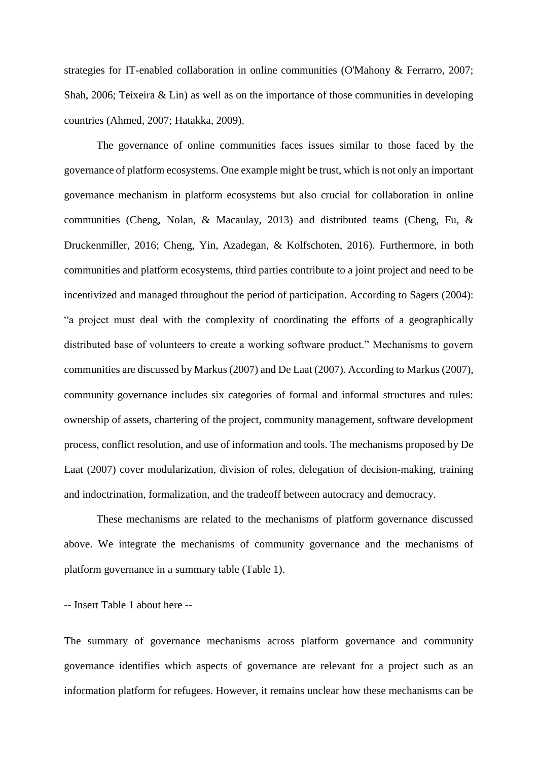strategies for IT-enabled collaboration in online communities (O'Mahony & Ferrarro, 2007; Shah, 2006; Teixeira & Lin) as well as on the importance of those communities in developing countries (Ahmed, 2007; Hatakka, 2009).

The governance of online communities faces issues similar to those faced by the governance of platform ecosystems. One example might be trust, which is not only an important governance mechanism in platform ecosystems but also crucial for collaboration in online communities (Cheng, Nolan, & Macaulay, 2013) and distributed teams (Cheng, Fu, & Druckenmiller, 2016; Cheng, Yin, Azadegan, & Kolfschoten, 2016). Furthermore, in both communities and platform ecosystems, third parties contribute to a joint project and need to be incentivized and managed throughout the period of participation. According to Sagers (2004): "a project must deal with the complexity of coordinating the efforts of a geographically distributed base of volunteers to create a working software product." Mechanisms to govern communities are discussed by Markus (2007) and De Laat (2007). According to Markus (2007), community governance includes six categories of formal and informal structures and rules: ownership of assets, chartering of the project, community management, software development process, conflict resolution, and use of information and tools. The mechanisms proposed by De Laat (2007) cover modularization, division of roles, delegation of decision-making, training and indoctrination, formalization, and the tradeoff between autocracy and democracy.

These mechanisms are related to the mechanisms of platform governance discussed above. We integrate the mechanisms of community governance and the mechanisms of platform governance in a summary table (Table 1).

-- Insert Table 1 about here --

The summary of governance mechanisms across platform governance and community governance identifies which aspects of governance are relevant for a project such as an information platform for refugees. However, it remains unclear how these mechanisms can be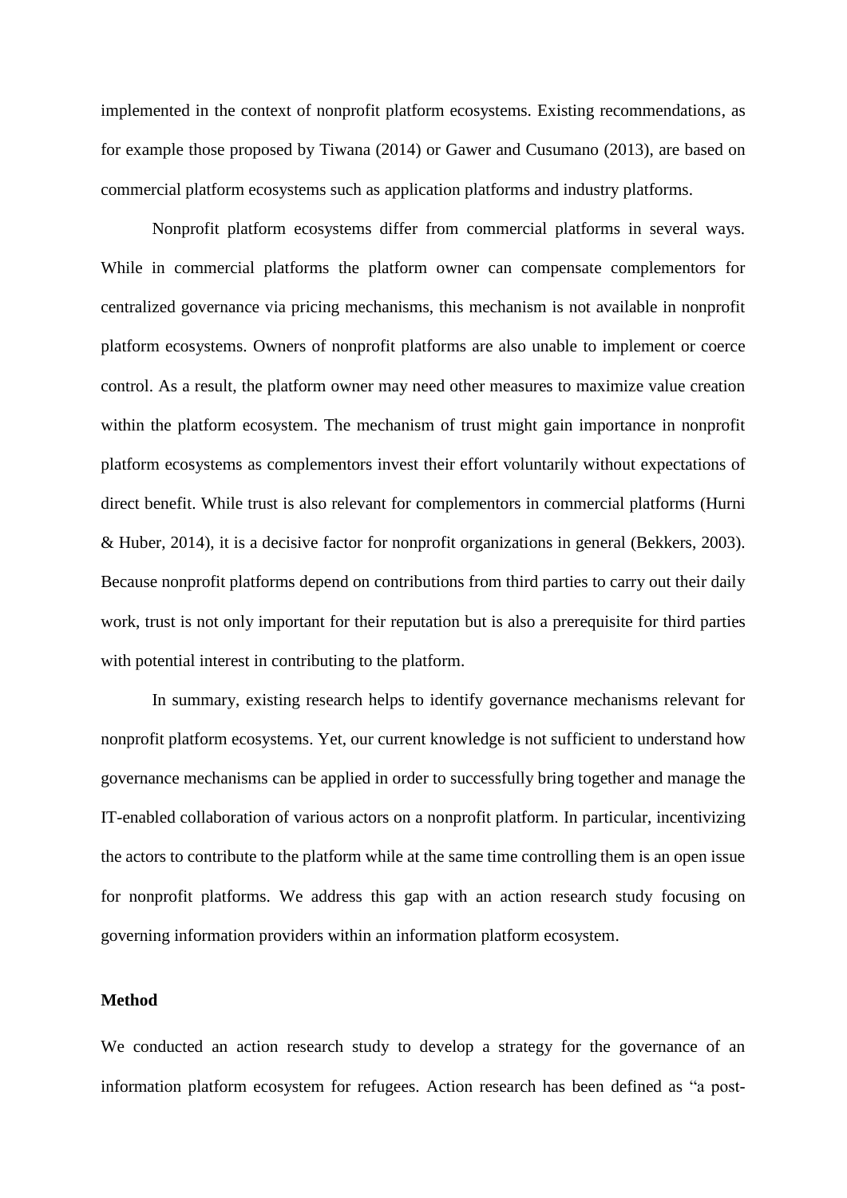implemented in the context of nonprofit platform ecosystems. Existing recommendations, as for example those proposed by Tiwana (2014) or Gawer and Cusumano (2013), are based on commercial platform ecosystems such as application platforms and industry platforms.

Nonprofit platform ecosystems differ from commercial platforms in several ways. While in commercial platforms the platform owner can compensate complementors for centralized governance via pricing mechanisms, this mechanism is not available in nonprofit platform ecosystems. Owners of nonprofit platforms are also unable to implement or coerce control. As a result, the platform owner may need other measures to maximize value creation within the platform ecosystem. The mechanism of trust might gain importance in nonprofit platform ecosystems as complementors invest their effort voluntarily without expectations of direct benefit. While trust is also relevant for complementors in commercial platforms (Hurni & Huber, 2014), it is a decisive factor for nonprofit organizations in general (Bekkers, 2003). Because nonprofit platforms depend on contributions from third parties to carry out their daily work, trust is not only important for their reputation but is also a prerequisite for third parties with potential interest in contributing to the platform.

In summary, existing research helps to identify governance mechanisms relevant for nonprofit platform ecosystems. Yet, our current knowledge is not sufficient to understand how governance mechanisms can be applied in order to successfully bring together and manage the IT-enabled collaboration of various actors on a nonprofit platform. In particular, incentivizing the actors to contribute to the platform while at the same time controlling them is an open issue for nonprofit platforms. We address this gap with an action research study focusing on governing information providers within an information platform ecosystem.

## Method

We conducted an action research study to develop a strategy for the governance of an information platform ecosystem for refugees. Action research has been defined as "a post-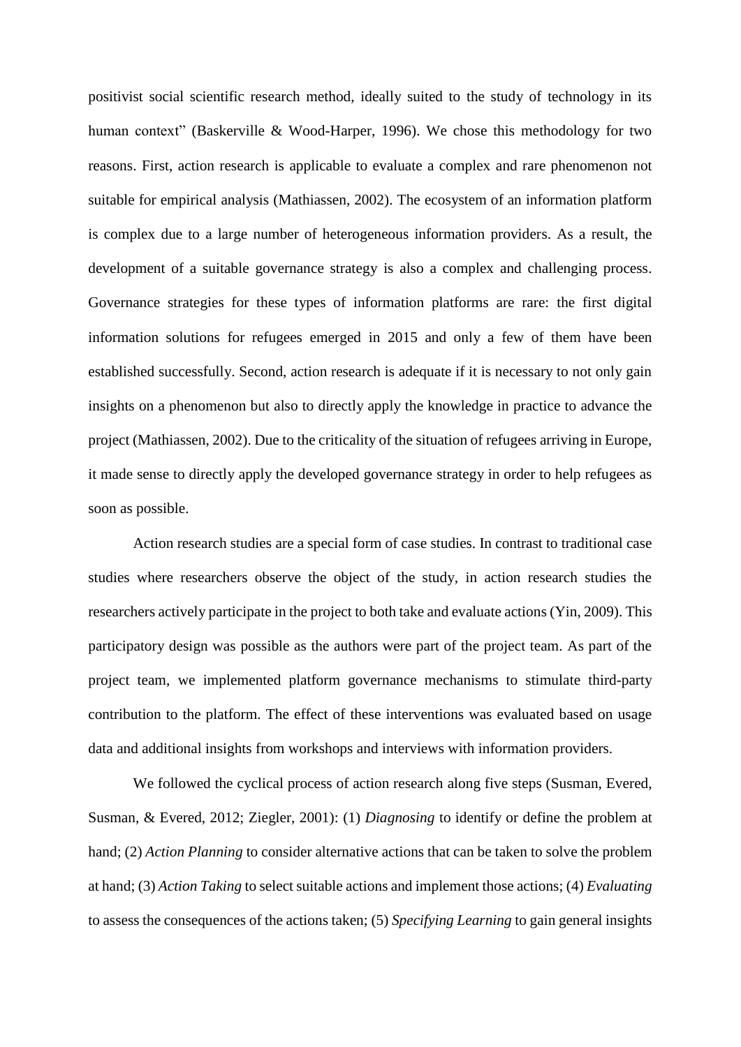positivist social scientific research method, ideally suited to the study of technology in its human context" (Baskerville & Wood-Harper, 1996). We chose this methodology for two reasons. First, action research is applicable to evaluate a complex and rare phenomenon not suitable for empirical analysis (Mathiassen, 2002). The ecosystem of an information platform is complex due to a large number of heterogeneous information providers. As a result, the development of a suitable governance strategy is also a complex and challenging process. Governance strategies for these types of information platforms are rare: the first digital information solutions for refugees emerged in 2015 and only a few of them have been established successfully. Second, action research is adequate if it is necessary to not only gain insights on a phenomenon but also to directly apply the knowledge in practice to advance the project (Mathiassen, 2002). Due to the criticality of the situation of refugees arriving in Europe, it made sense to directly apply the developed governance strategy in order to help refugees as soon as possible.

Action research studies are a special form of case studies. In contrast to traditional case studies where researchers observe the object of the study, in action research studies the researchers actively participate in the project to both take and evaluate actions (Yin, 2009). This participatory design was possible as the authors were part of the project team. As part of the project team, we implemented platform governance mechanisms to stimulate third-party contribution to the platform. The effect of these interventions was evaluated based on usage data and additional insights from workshops and interviews with information providers.

We followed the cyclical process of action research along five steps (Susman, Evered, Susman, & Evered, 2012; Ziegler, 2001): (1) *Diagnosing* to identify or define the problem at hand; (2) *Action Planning* to consider alternative actions that can be taken to solve the problem at hand; (3) *Action Taking* to select suitable actions and implement those actions; (4) *Evaluating* to assess the consequences of the actions taken; (5) *Specifying Learning* to gain general insights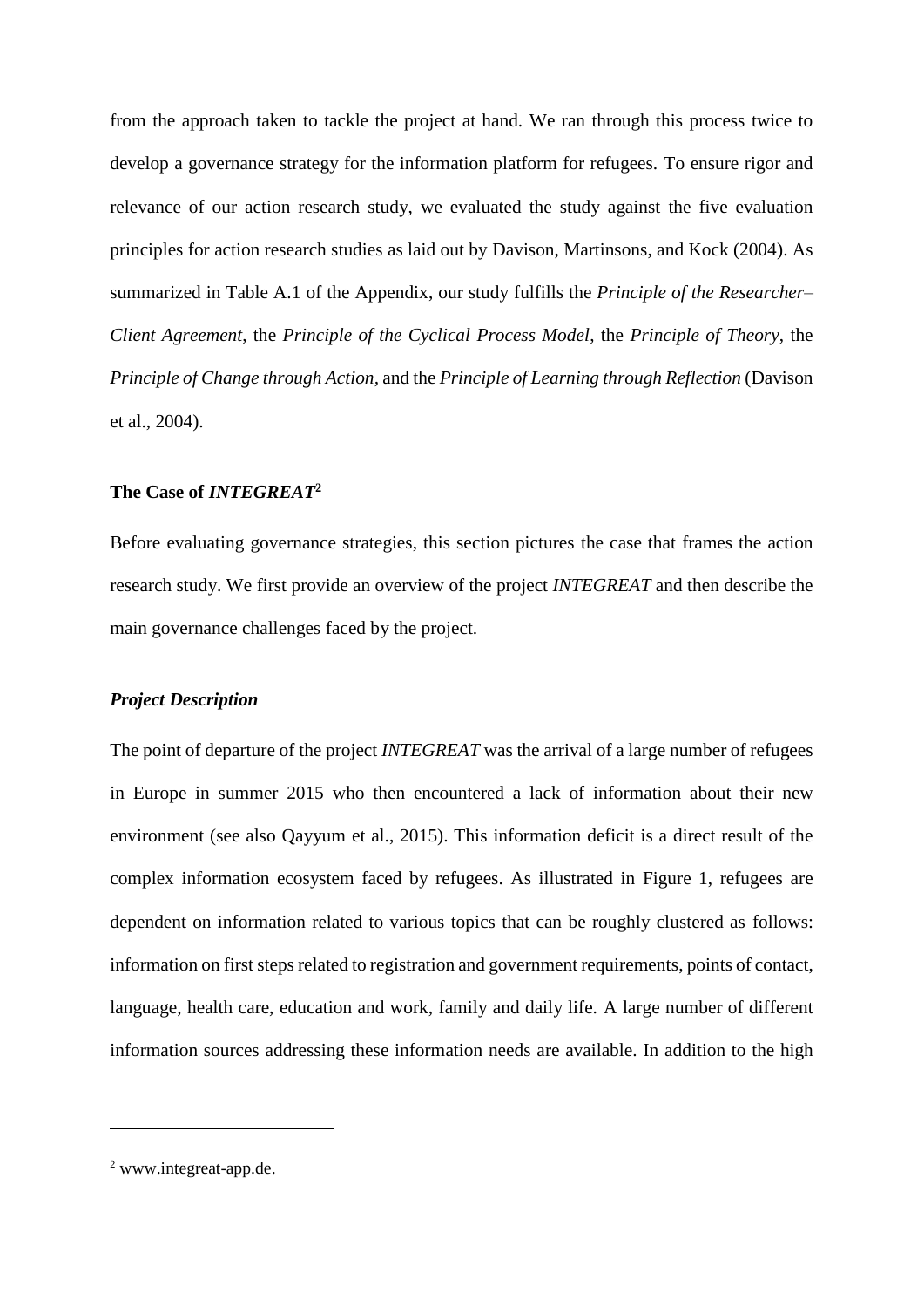from the approach taken to tackle the project at hand. We ran through this process twice to develop a governance strategy for the information platform for refugees. To ensure rigor and relevance of our action research study, we evaluated the study against the five evaluation principles for action research studies as laid out by Davison, Martinsons, and Kock (2004). As summarized in Table A.1 of the Appendix, our study fulfills the *Principle of the Researcher–Client Agreement*, the *Principle of the Cyclical Process Model*, the *Principle of Theory*, the *Principle of Change through Action*, and the *Principle of Learning through Reflection* (Davison et al., 2004).

## The Case of *INTEGREAT*[2]

Before evaluating governance strategies, this section pictures the case that frames the action research study. We first provide an overview of the project *INTEGREAT* and then describe the main governance challenges faced by the project.

### *Project Description*

The point of departure of the project *INTEGREAT* was the arrival of a large number of refugees in Europe in summer 2015 who then encountered a lack of information about their new environment (see also Qayyum et al., 2015). This information deficit is a direct result of the complex information ecosystem faced by refugees. As illustrated in Figure 1, refugees are dependent on information related to various topics that can be roughly clustered as follows: information on first steps related to registration and government requirements, points of contact, language, health care, education and work, family and daily life. A large number of different information sources addressing these information needs are available. In addition to the high

---

[2] www.integreat-app.de.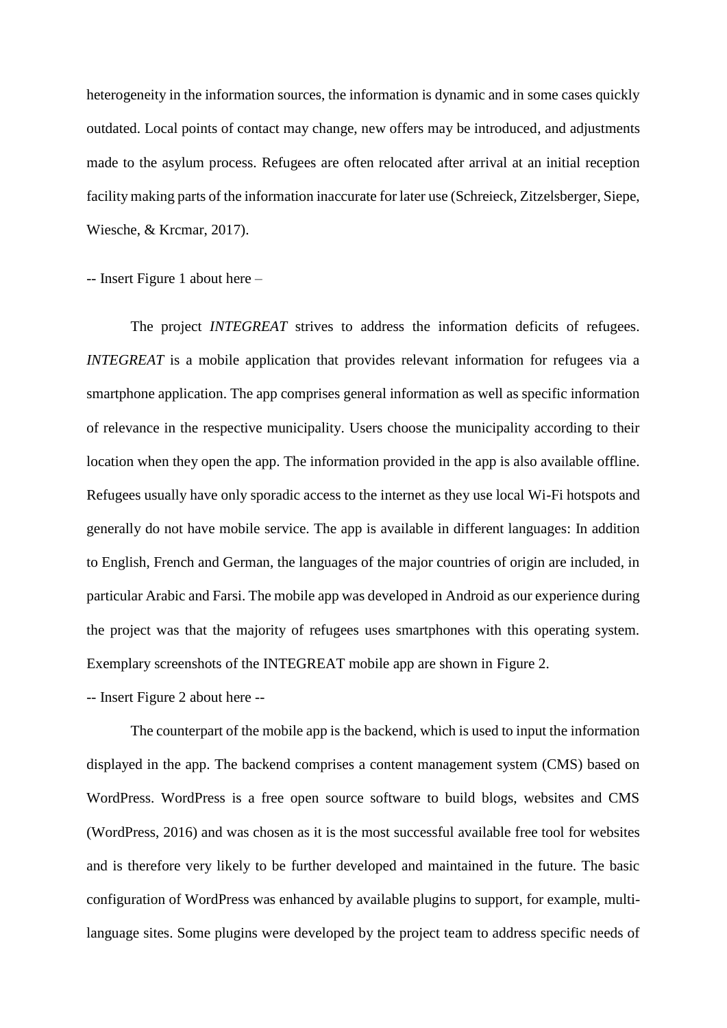heterogeneity in the information sources, the information is dynamic and in some cases quickly outdated. Local points of contact may change, new offers may be introduced, and adjustments made to the asylum process. Refugees are often relocated after arrival at an initial reception facility making parts of the information inaccurate for later use (Schreieck, Zitzelsberger, Siepe, Wiesche, & Krcmar, 2017).

-- Insert Figure 1 about here –

The project *INTEGREAT* strives to address the information deficits of refugees. *INTEGREAT* is a mobile application that provides relevant information for refugees via a smartphone application. The app comprises general information as well as specific information of relevance in the respective municipality. Users choose the municipality according to their location when they open the app. The information provided in the app is also available offline. Refugees usually have only sporadic access to the internet as they use local Wi-Fi hotspots and generally do not have mobile service. The app is available in different languages: In addition to English, French and German, the languages of the major countries of origin are included, in particular Arabic and Farsi. The mobile app was developed in Android as our experience during the project was that the majority of refugees uses smartphones with this operating system. Exemplary screenshots of the INTEGREAT mobile app are shown in Figure 2.

-- Insert Figure 2 about here --

The counterpart of the mobile app is the backend, which is used to input the information displayed in the app. The backend comprises a content management system (CMS) based on WordPress. WordPress is a free open source software to build blogs, websites and CMS (WordPress, 2016) and was chosen as it is the most successful available free tool for websites and is therefore very likely to be further developed and maintained in the future. The basic configuration of WordPress was enhanced by available plugins to support, for example, multi-language sites. Some plugins were developed by the project team to address specific needs of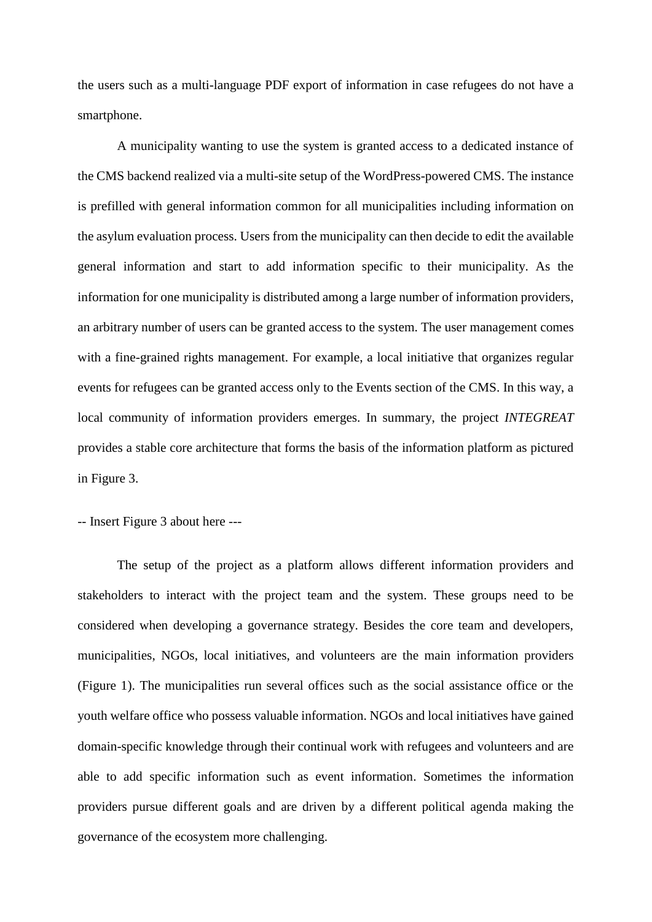the users such as a multi-language PDF export of information in case refugees do not have a smartphone.

A municipality wanting to use the system is granted access to a dedicated instance of the CMS backend realized via a multi-site setup of the WordPress-powered CMS. The instance is prefilled with general information common for all municipalities including information on the asylum evaluation process. Users from the municipality can then decide to edit the available general information and start to add information specific to their municipality. As the information for one municipality is distributed among a large number of information providers, an arbitrary number of users can be granted access to the system. The user management comes with a fine-grained rights management. For example, a local initiative that organizes regular events for refugees can be granted access only to the Events section of the CMS. In this way, a local community of information providers emerges. In summary, the project *INTEGREAT* provides a stable core architecture that forms the basis of the information platform as pictured in Figure 3.

-- Insert Figure 3 about here ---

The setup of the project as a platform allows different information providers and stakeholders to interact with the project team and the system. These groups need to be considered when developing a governance strategy. Besides the core team and developers, municipalities, NGOs, local initiatives, and volunteers are the main information providers (Figure 1). The municipalities run several offices such as the social assistance office or the youth welfare office who possess valuable information. NGOs and local initiatives have gained domain-specific knowledge through their continual work with refugees and volunteers and are able to add specific information such as event information. Sometimes the information providers pursue different goals and are driven by a different political agenda making the governance of the ecosystem more challenging.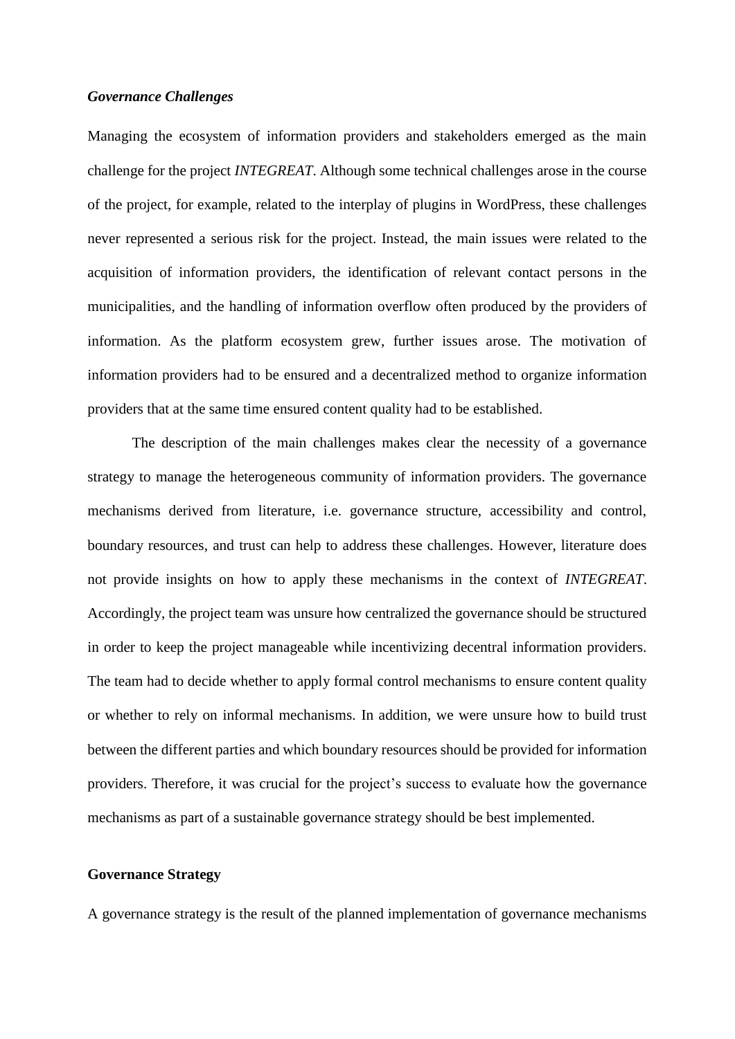### *Governance Challenges*

Managing the ecosystem of information providers and stakeholders emerged as the main challenge for the project *INTEGREAT*. Although some technical challenges arose in the course of the project, for example, related to the interplay of plugins in WordPress, these challenges never represented a serious risk for the project. Instead, the main issues were related to the acquisition of information providers, the identification of relevant contact persons in the municipalities, and the handling of information overflow often produced by the providers of information. As the platform ecosystem grew, further issues arose. The motivation of information providers had to be ensured and a decentralized method to organize information providers that at the same time ensured content quality had to be established.

The description of the main challenges makes clear the necessity of a governance strategy to manage the heterogeneous community of information providers. The governance mechanisms derived from literature, i.e. governance structure, accessibility and control, boundary resources, and trust can help to address these challenges. However, literature does not provide insights on how to apply these mechanisms in the context of *INTEGREAT*. Accordingly, the project team was unsure how centralized the governance should be structured in order to keep the project manageable while incentivizing decentral information providers. The team had to decide whether to apply formal control mechanisms to ensure content quality or whether to rely on informal mechanisms. In addition, we were unsure how to build trust between the different parties and which boundary resources should be provided for information providers. Therefore, it was crucial for the project's success to evaluate how the governance mechanisms as part of a sustainable governance strategy should be best implemented.

## Governance Strategy

A governance strategy is the result of the planned implementation of governance mechanisms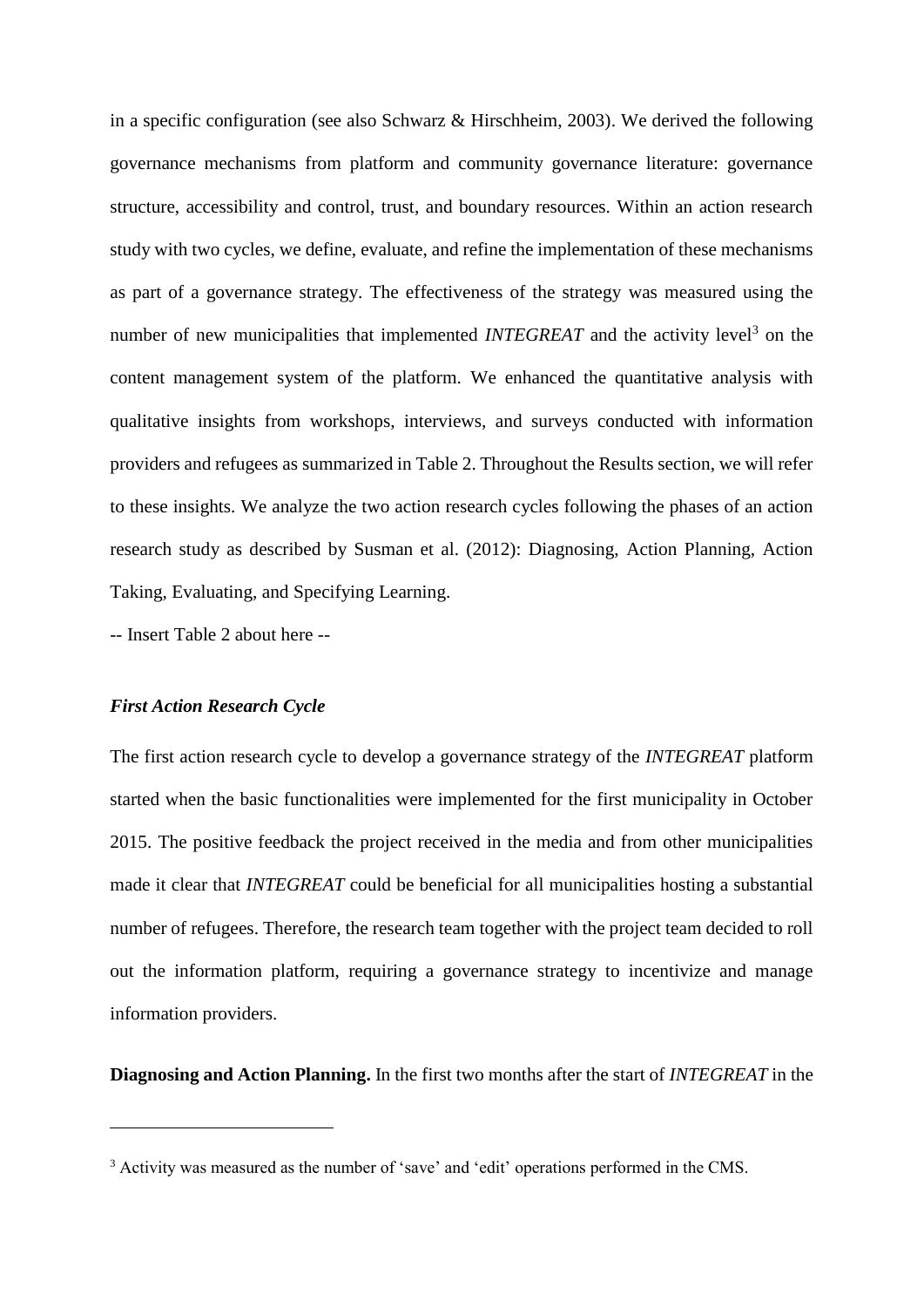in a specific configuration (see also Schwarz & Hirschheim, 2003). We derived the following governance mechanisms from platform and community governance literature: governance structure, accessibility and control, trust, and boundary resources. Within an action research study with two cycles, we define, evaluate, and refine the implementation of these mechanisms as part of a governance strategy. The effectiveness of the strategy was measured using the number of new municipalities that implemented *INTEGREAT* and the activity level[3] on the content management system of the platform. We enhanced the quantitative analysis with qualitative insights from workshops, interviews, and surveys conducted with information providers and refugees as summarized in Table 2. Throughout the Results section, we will refer to these insights. We analyze the two action research cycles following the phases of an action research study as described by Susman et al. (2012): Diagnosing, Action Planning, Action Taking, Evaluating, and Specifying Learning.

-- Insert Table 2 about here --

### *First Action Research Cycle*

The first action research cycle to develop a governance strategy of the *INTEGREAT* platform started when the basic functionalities were implemented for the first municipality in October 2015. The positive feedback the project received in the media and from other municipalities made it clear that *INTEGREAT* could be beneficial for all municipalities hosting a substantial number of refugees. Therefore, the research team together with the project team decided to roll out the information platform, requiring a governance strategy to incentivize and manage information providers.

**Diagnosing and Action Planning.** In the first two months after the start of *INTEGREAT* in the

[3] Activity was measured as the number of 'save' and 'edit' operations performed in the CMS.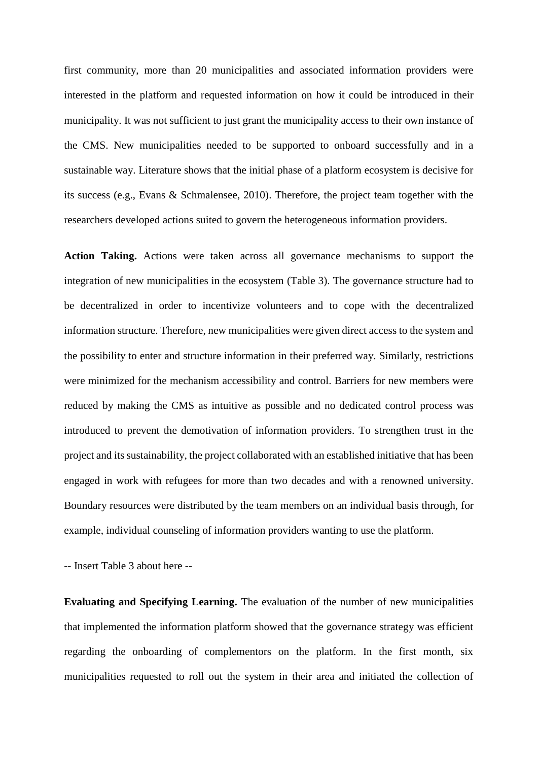first community, more than 20 municipalities and associated information providers were interested in the platform and requested information on how it could be introduced in their municipality. It was not sufficient to just grant the municipality access to their own instance of the CMS. New municipalities needed to be supported to onboard successfully and in a sustainable way. Literature shows that the initial phase of a platform ecosystem is decisive for its success (e.g., Evans & Schmalensee, 2010). Therefore, the project team together with the researchers developed actions suited to govern the heterogeneous information providers.

**Action Taking.** Actions were taken across all governance mechanisms to support the integration of new municipalities in the ecosystem (Table 3). The governance structure had to be decentralized in order to incentivize volunteers and to cope with the decentralized information structure. Therefore, new municipalities were given direct access to the system and the possibility to enter and structure information in their preferred way. Similarly, restrictions were minimized for the mechanism accessibility and control. Barriers for new members were reduced by making the CMS as intuitive as possible and no dedicated control process was introduced to prevent the demotivation of information providers. To strengthen trust in the project and its sustainability, the project collaborated with an established initiative that has been engaged in work with refugees for more than two decades and with a renowned university. Boundary resources were distributed by the team members on an individual basis through, for example, individual counseling of information providers wanting to use the platform.

-- Insert Table 3 about here --

**Evaluating and Specifying Learning.** The evaluation of the number of new municipalities that implemented the information platform showed that the governance strategy was efficient regarding the onboarding of complementors on the platform. In the first month, six municipalities requested to roll out the system in their area and initiated the collection of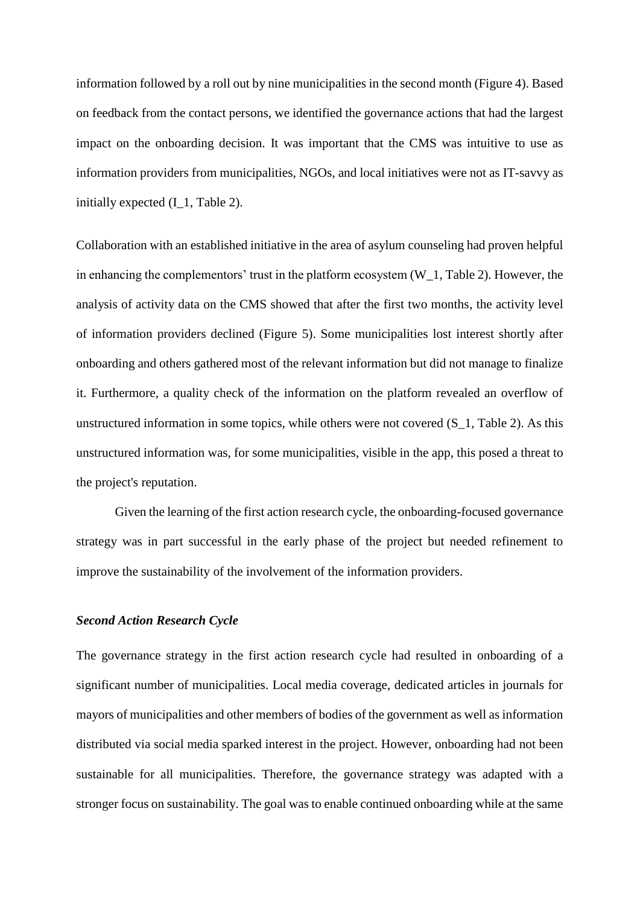information followed by a roll out by nine municipalities in the second month (Figure 4). Based on feedback from the contact persons, we identified the governance actions that had the largest impact on the onboarding decision. It was important that the CMS was intuitive to use as information providers from municipalities, NGOs, and local initiatives were not as IT-savvy as initially expected (I_1, Table 2).

Collaboration with an established initiative in the area of asylum counseling had proven helpful in enhancing the complementors' trust in the platform ecosystem (W_1, Table 2). However, the analysis of activity data on the CMS showed that after the first two months, the activity level of information providers declined (Figure 5). Some municipalities lost interest shortly after onboarding and others gathered most of the relevant information but did not manage to finalize it. Furthermore, a quality check of the information on the platform revealed an overflow of unstructured information in some topics, while others were not covered (S_1, Table 2). As this unstructured information was, for some municipalities, visible in the app, this posed a threat to the project's reputation.

Given the learning of the first action research cycle, the onboarding-focused governance strategy was in part successful in the early phase of the project but needed refinement to improve the sustainability of the involvement of the information providers.

### *Second Action Research Cycle*

The governance strategy in the first action research cycle had resulted in onboarding of a significant number of municipalities. Local media coverage, dedicated articles in journals for mayors of municipalities and other members of bodies of the government as well as information distributed via social media sparked interest in the project. However, onboarding had not been sustainable for all municipalities. Therefore, the governance strategy was adapted with a stronger focus on sustainability. The goal was to enable continued onboarding while at the same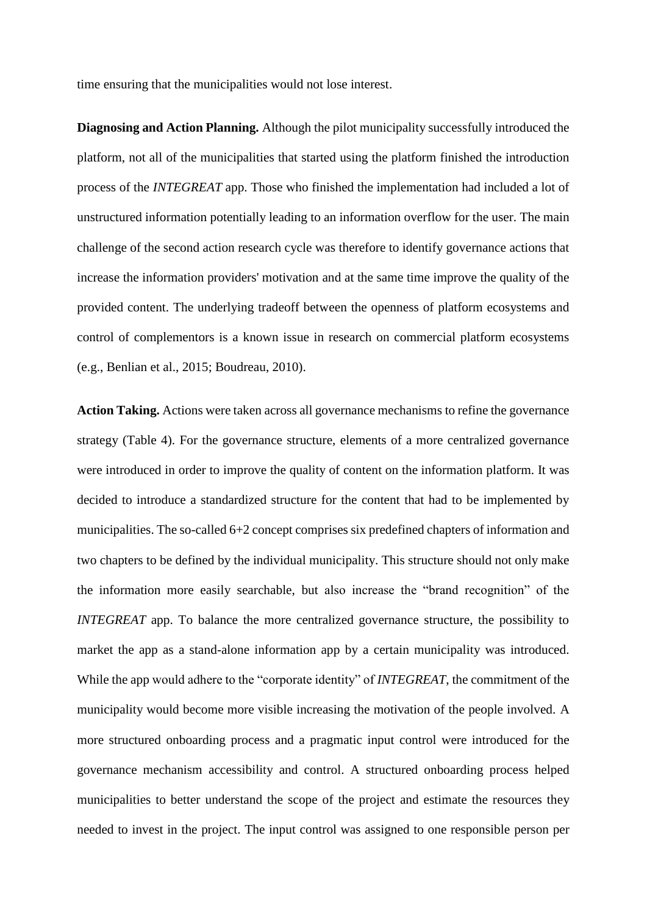time ensuring that the municipalities would not lose interest.

**Diagnosing and Action Planning.** Although the pilot municipality successfully introduced the platform, not all of the municipalities that started using the platform finished the introduction process of the *INTEGREAT* app. Those who finished the implementation had included a lot of unstructured information potentially leading to an information overflow for the user. The main challenge of the second action research cycle was therefore to identify governance actions that increase the information providers' motivation and at the same time improve the quality of the provided content. The underlying tradeoff between the openness of platform ecosystems and control of complementors is a known issue in research on commercial platform ecosystems (e.g., Benlian et al., 2015; Boudreau, 2010).

**Action Taking.** Actions were taken across all governance mechanisms to refine the governance strategy (Table 4). For the governance structure, elements of a more centralized governance were introduced in order to improve the quality of content on the information platform. It was decided to introduce a standardized structure for the content that had to be implemented by municipalities. The so-called 6+2 concept comprises six predefined chapters of information and two chapters to be defined by the individual municipality. This structure should not only make the information more easily searchable, but also increase the "brand recognition" of the *INTEGREAT* app. To balance the more centralized governance structure, the possibility to market the app as a stand-alone information app by a certain municipality was introduced. While the app would adhere to the "corporate identity" of *INTEGREAT*, the commitment of the municipality would become more visible increasing the motivation of the people involved. A more structured onboarding process and a pragmatic input control were introduced for the governance mechanism accessibility and control. A structured onboarding process helped municipalities to better understand the scope of the project and estimate the resources they needed to invest in the project. The input control was assigned to one responsible person per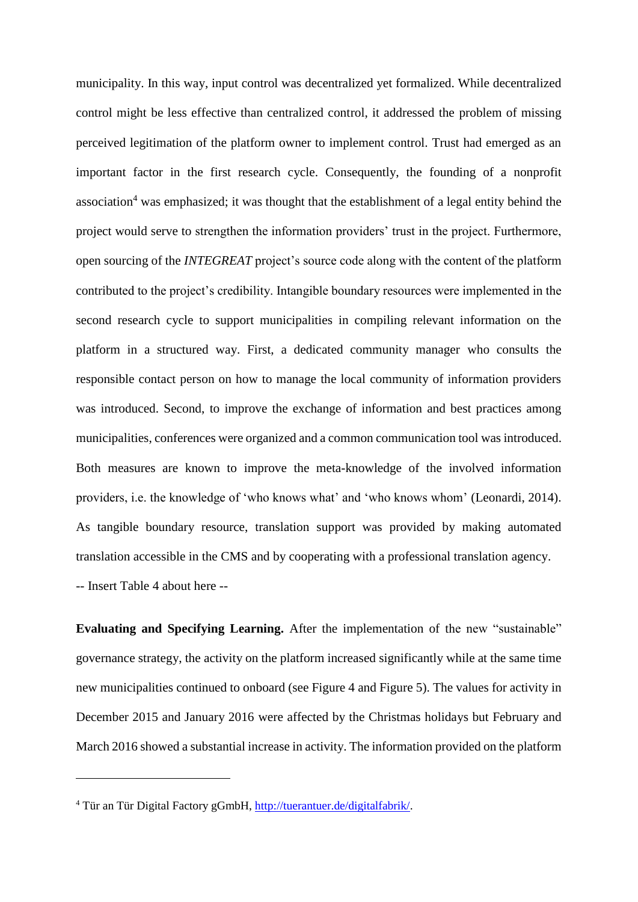municipality. In this way, input control was decentralized yet formalized. While decentralized control might be less effective than centralized control, it addressed the problem of missing perceived legitimation of the platform owner to implement control. Trust had emerged as an important factor in the first research cycle. Consequently, the founding of a nonprofit association[4] was emphasized; it was thought that the establishment of a legal entity behind the project would serve to strengthen the information providers' trust in the project. Furthermore, open sourcing of the *INTEGREAT* project's source code along with the content of the platform contributed to the project's credibility. Intangible boundary resources were implemented in the second research cycle to support municipalities in compiling relevant information on the platform in a structured way. First, a dedicated community manager who consults the responsible contact person on how to manage the local community of information providers was introduced. Second, to improve the exchange of information and best practices among municipalities, conferences were organized and a common communication tool was introduced. Both measures are known to improve the meta-knowledge of the involved information providers, i.e. the knowledge of 'who knows what' and 'who knows whom' (Leonardi, 2014). As tangible boundary resource, translation support was provided by making automated translation accessible in the CMS and by cooperating with a professional translation agency.

-- Insert Table 4 about here --

**Evaluating and Specifying Learning.** After the implementation of the new "sustainable" governance strategy, the activity on the platform increased significantly while at the same time new municipalities continued to onboard (see Figure 4 and Figure 5). The values for activity in December 2015 and January 2016 were affected by the Christmas holidays but February and March 2016 showed a substantial increase in activity. The information provided on the platform

[4] Tür an Tür Digital Factory gGmbH, http://tuerantuer.de/digitalfabrik/.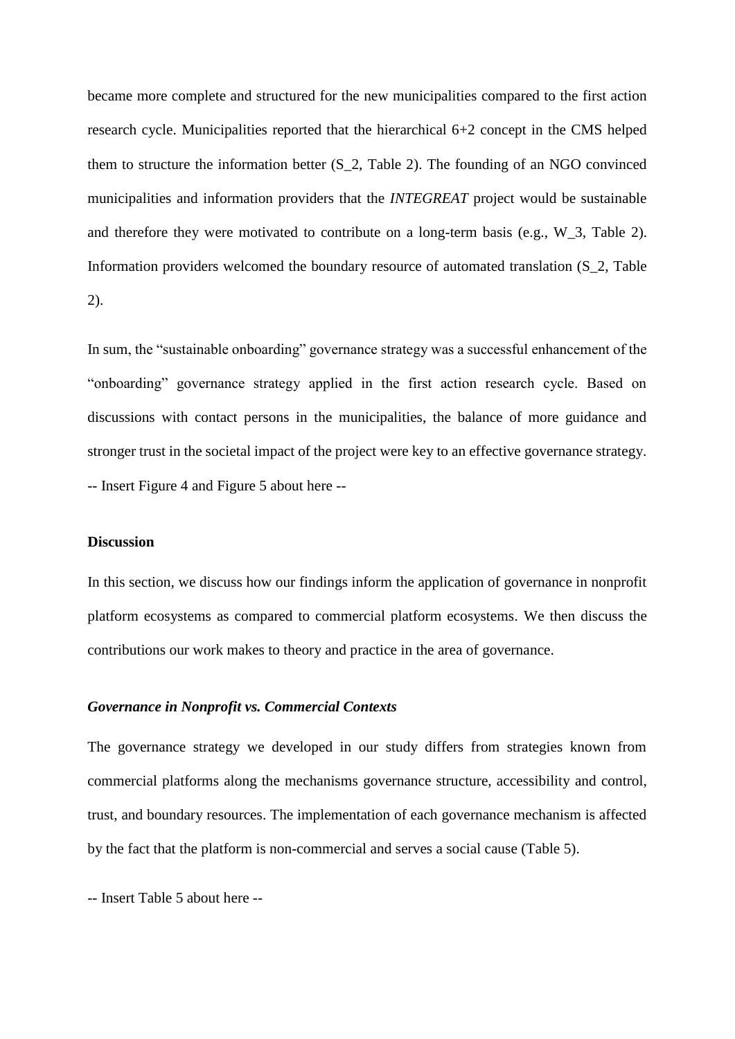became more complete and structured for the new municipalities compared to the first action research cycle. Municipalities reported that the hierarchical 6+2 concept in the CMS helped them to structure the information better (S_2, Table 2). The founding of an NGO convinced municipalities and information providers that the *INTEGREAT* project would be sustainable and therefore they were motivated to contribute on a long-term basis (e.g., W_3, Table 2). Information providers welcomed the boundary resource of automated translation (S_2, Table 2).

In sum, the "sustainable onboarding" governance strategy was a successful enhancement of the "onboarding" governance strategy applied in the first action research cycle. Based on discussions with contact persons in the municipalities, the balance of more guidance and stronger trust in the societal impact of the project were key to an effective governance strategy.
-- Insert Figure 4 and Figure 5 about here --

## Discussion

In this section, we discuss how our findings inform the application of governance in nonprofit platform ecosystems as compared to commercial platform ecosystems. We then discuss the contributions our work makes to theory and practice in the area of governance.

### *Governance in Nonprofit vs. Commercial Contexts*

The governance strategy we developed in our study differs from strategies known from commercial platforms along the mechanisms governance structure, accessibility and control, trust, and boundary resources. The implementation of each governance mechanism is affected by the fact that the platform is non-commercial and serves a social cause (Table 5).

-- Insert Table 5 about here --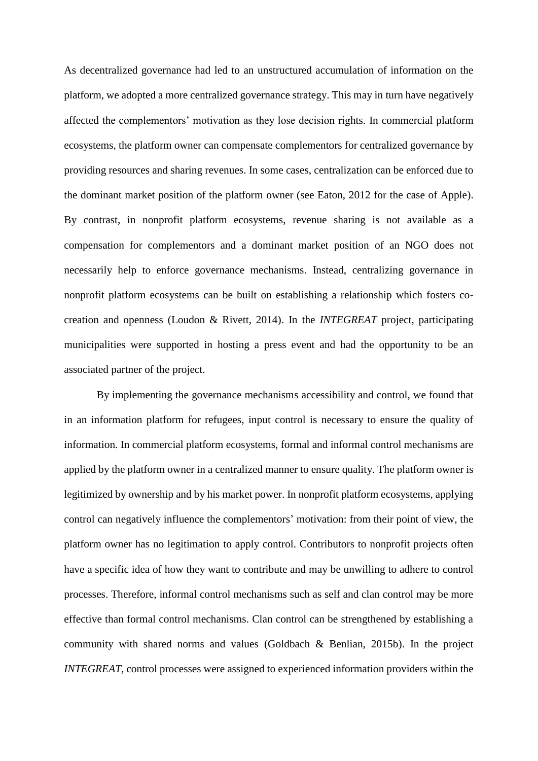As decentralized governance had led to an unstructured accumulation of information on the platform, we adopted a more centralized governance strategy. This may in turn have negatively affected the complementors' motivation as they lose decision rights. In commercial platform ecosystems, the platform owner can compensate complementors for centralized governance by providing resources and sharing revenues. In some cases, centralization can be enforced due to the dominant market position of the platform owner (see Eaton, 2012 for the case of Apple). By contrast, in nonprofit platform ecosystems, revenue sharing is not available as a compensation for complementors and a dominant market position of an NGO does not necessarily help to enforce governance mechanisms. Instead, centralizing governance in nonprofit platform ecosystems can be built on establishing a relationship which fosters co-creation and openness (Loudon & Rivett, 2014). In the *INTEGREAT* project, participating municipalities were supported in hosting a press event and had the opportunity to be an associated partner of the project.

By implementing the governance mechanisms accessibility and control, we found that in an information platform for refugees, input control is necessary to ensure the quality of information. In commercial platform ecosystems, formal and informal control mechanisms are applied by the platform owner in a centralized manner to ensure quality. The platform owner is legitimized by ownership and by his market power. In nonprofit platform ecosystems, applying control can negatively influence the complementors' motivation: from their point of view, the platform owner has no legitimation to apply control. Contributors to nonprofit projects often have a specific idea of how they want to contribute and may be unwilling to adhere to control processes. Therefore, informal control mechanisms such as self and clan control may be more effective than formal control mechanisms. Clan control can be strengthened by establishing a community with shared norms and values (Goldbach & Benlian, 2015b). In the project *INTEGREAT*, control processes were assigned to experienced information providers within the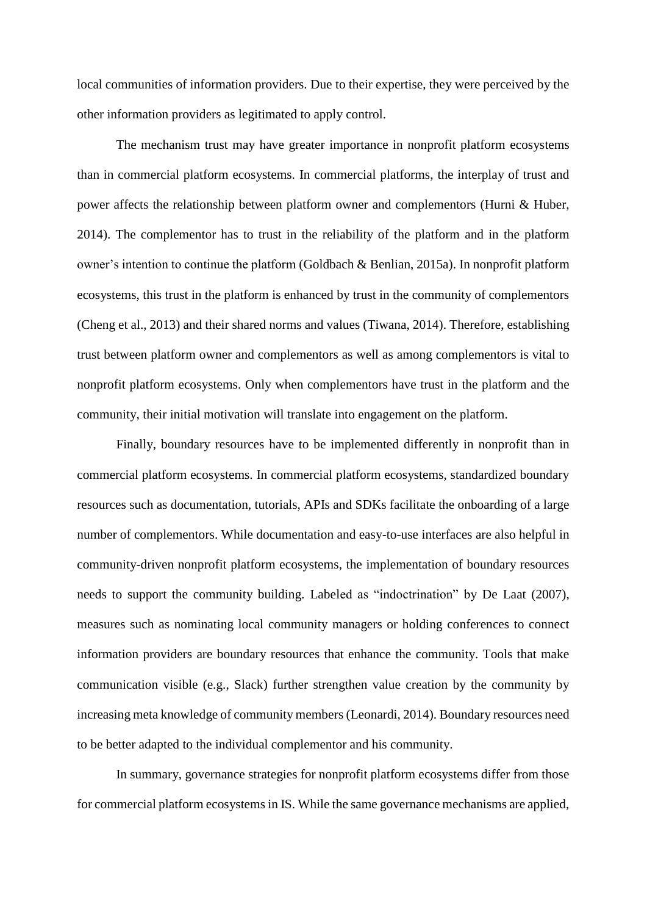local communities of information providers. Due to their expertise, they were perceived by the other information providers as legitimated to apply control.

The mechanism trust may have greater importance in nonprofit platform ecosystems than in commercial platform ecosystems. In commercial platforms, the interplay of trust and power affects the relationship between platform owner and complementors (Hurni & Huber, 2014). The complementor has to trust in the reliability of the platform and in the platform owner's intention to continue the platform (Goldbach & Benlian, 2015a). In nonprofit platform ecosystems, this trust in the platform is enhanced by trust in the community of complementors (Cheng et al., 2013) and their shared norms and values (Tiwana, 2014). Therefore, establishing trust between platform owner and complementors as well as among complementors is vital to nonprofit platform ecosystems. Only when complementors have trust in the platform and the community, their initial motivation will translate into engagement on the platform.

Finally, boundary resources have to be implemented differently in nonprofit than in commercial platform ecosystems. In commercial platform ecosystems, standardized boundary resources such as documentation, tutorials, APIs and SDKs facilitate the onboarding of a large number of complementors. While documentation and easy-to-use interfaces are also helpful in community-driven nonprofit platform ecosystems, the implementation of boundary resources needs to support the community building. Labeled as "indoctrination" by De Laat (2007), measures such as nominating local community managers or holding conferences to connect information providers are boundary resources that enhance the community. Tools that make communication visible (e.g., Slack) further strengthen value creation by the community by increasing meta knowledge of community members (Leonardi, 2014). Boundary resources need to be better adapted to the individual complementor and his community.

In summary, governance strategies for nonprofit platform ecosystems differ from those for commercial platform ecosystems in IS. While the same governance mechanisms are applied,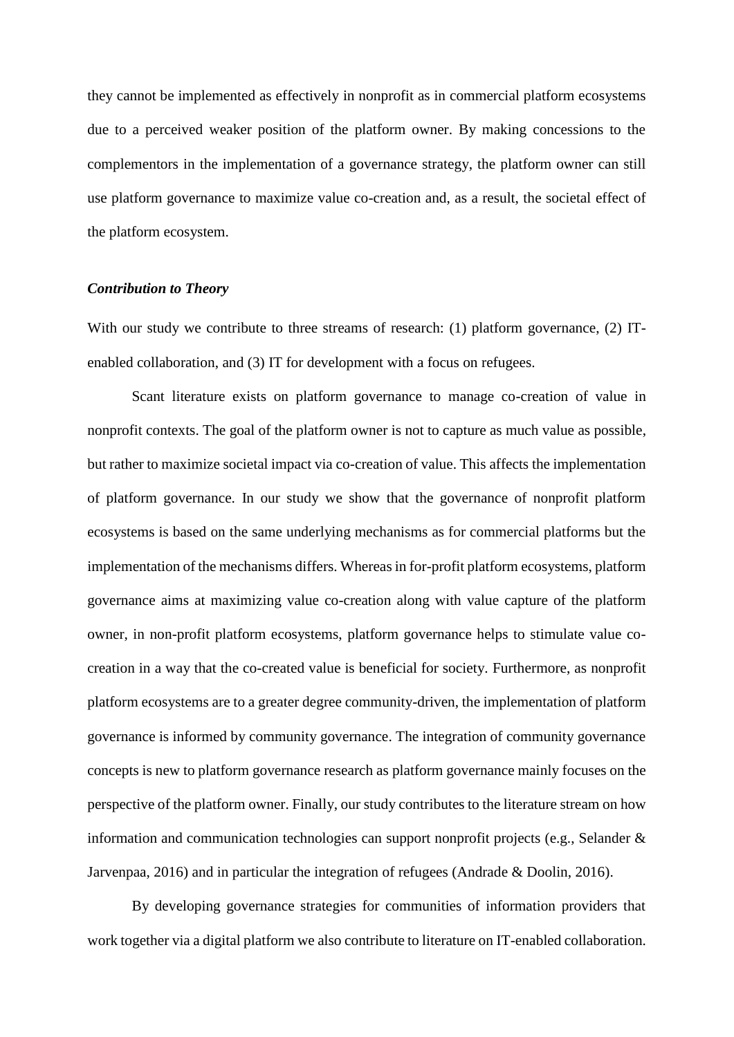they cannot be implemented as effectively in nonprofit as in commercial platform ecosystems due to a perceived weaker position of the platform owner. By making concessions to the complementors in the implementation of a governance strategy, the platform owner can still use platform governance to maximize value co-creation and, as a result, the societal effect of the platform ecosystem.

### *Contribution to Theory*

With our study we contribute to three streams of research: (1) platform governance, (2) IT-enabled collaboration, and (3) IT for development with a focus on refugees.

Scant literature exists on platform governance to manage co-creation of value in nonprofit contexts. The goal of the platform owner is not to capture as much value as possible, but rather to maximize societal impact via co-creation of value. This affects the implementation of platform governance. In our study we show that the governance of nonprofit platform ecosystems is based on the same underlying mechanisms as for commercial platforms but the implementation of the mechanisms differs. Whereas in for-profit platform ecosystems, platform governance aims at maximizing value co-creation along with value capture of the platform owner, in non-profit platform ecosystems, platform governance helps to stimulate value co-creation in a way that the co-created value is beneficial for society. Furthermore, as nonprofit platform ecosystems are to a greater degree community-driven, the implementation of platform governance is informed by community governance. The integration of community governance concepts is new to platform governance research as platform governance mainly focuses on the perspective of the platform owner. Finally, our study contributes to the literature stream on how information and communication technologies can support nonprofit projects (e.g., Selander & Jarvenpaa, 2016) and in particular the integration of refugees (Andrade & Doolin, 2016).

By developing governance strategies for communities of information providers that work together via a digital platform we also contribute to literature on IT-enabled collaboration.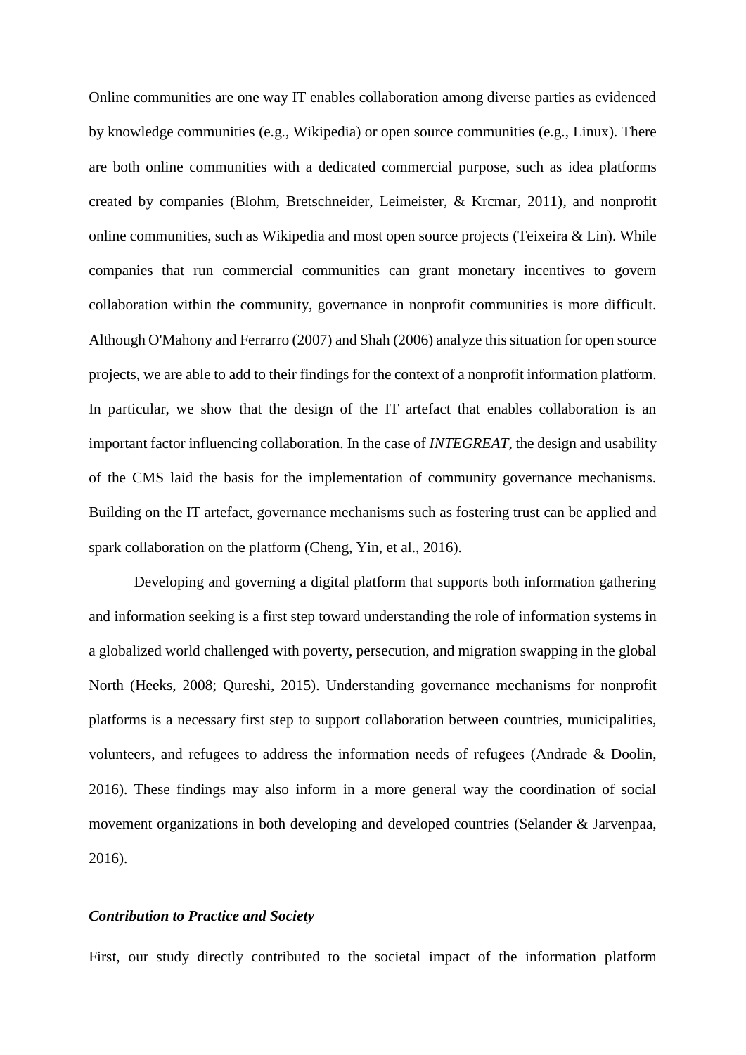Online communities are one way IT enables collaboration among diverse parties as evidenced by knowledge communities (e.g., Wikipedia) or open source communities (e.g., Linux). There are both online communities with a dedicated commercial purpose, such as idea platforms created by companies (Blohm, Bretschneider, Leimeister, & Krcmar, 2011), and nonprofit online communities, such as Wikipedia and most open source projects (Teixeira & Lin). While companies that run commercial communities can grant monetary incentives to govern collaboration within the community, governance in nonprofit communities is more difficult. Although O'Mahony and Ferrarro (2007) and Shah (2006) analyze this situation for open source projects, we are able to add to their findings for the context of a nonprofit information platform. In particular, we show that the design of the IT artefact that enables collaboration is an important factor influencing collaboration. In the case of *INTEGREAT*, the design and usability of the CMS laid the basis for the implementation of community governance mechanisms. Building on the IT artefact, governance mechanisms such as fostering trust can be applied and spark collaboration on the platform (Cheng, Yin, et al., 2016).

Developing and governing a digital platform that supports both information gathering and information seeking is a first step toward understanding the role of information systems in a globalized world challenged with poverty, persecution, and migration swapping in the global North (Heeks, 2008; Qureshi, 2015). Understanding governance mechanisms for nonprofit platforms is a necessary first step to support collaboration between countries, municipalities, volunteers, and refugees to address the information needs of refugees (Andrade & Doolin, 2016). These findings may also inform in a more general way the coordination of social movement organizations in both developing and developed countries (Selander & Jarvenpaa, 2016).

### *Contribution to Practice and Society*

First, our study directly contributed to the societal impact of the information platform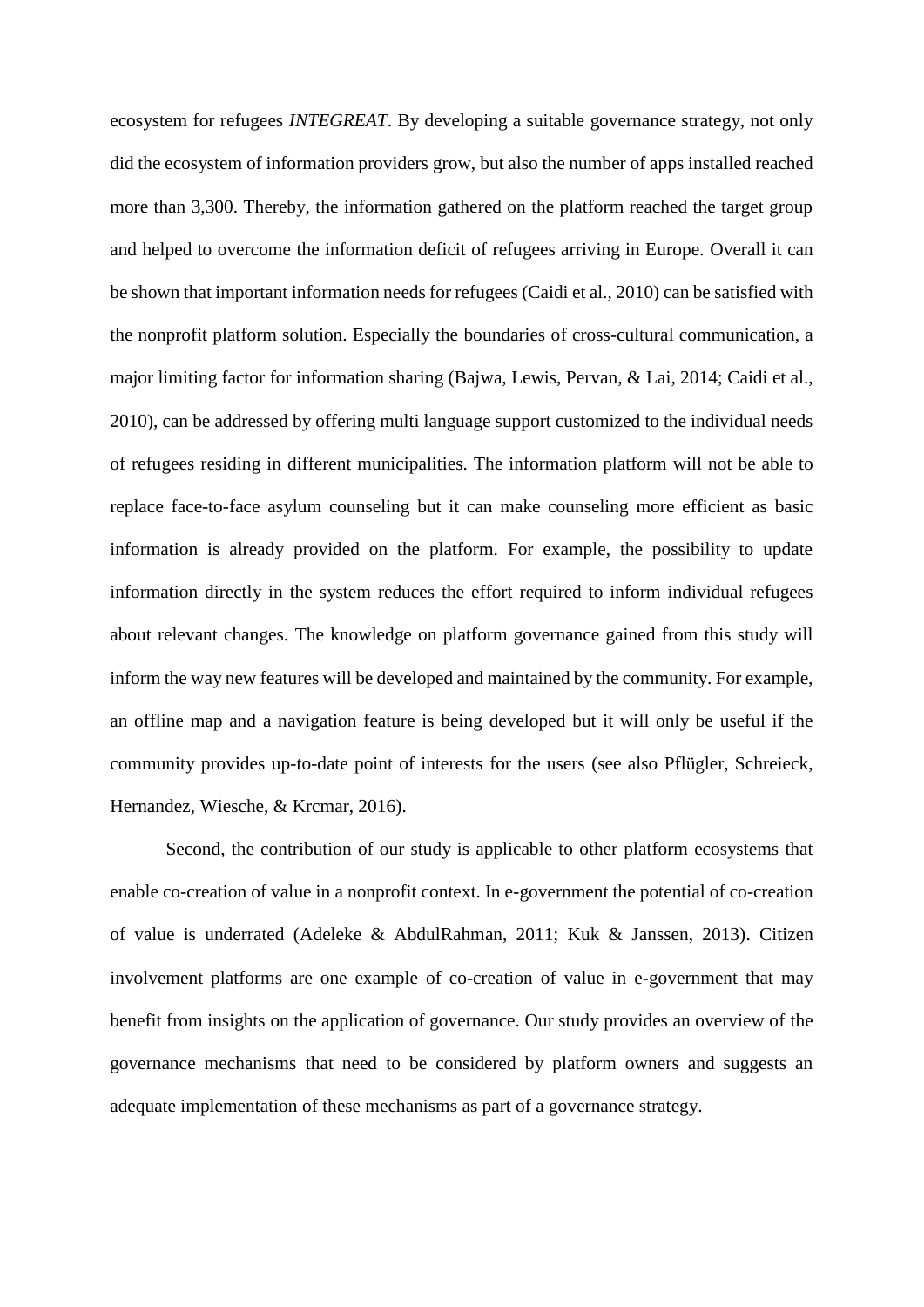ecosystem for refugees *INTEGREAT*. By developing a suitable governance strategy, not only did the ecosystem of information providers grow, but also the number of apps installed reached more than 3,300. Thereby, the information gathered on the platform reached the target group and helped to overcome the information deficit of refugees arriving in Europe. Overall it can be shown that important information needs for refugees (Caidi et al., 2010) can be satisfied with the nonprofit platform solution. Especially the boundaries of cross-cultural communication, a major limiting factor for information sharing (Bajwa, Lewis, Pervan, & Lai, 2014; Caidi et al., 2010), can be addressed by offering multi language support customized to the individual needs of refugees residing in different municipalities. The information platform will not be able to replace face-to-face asylum counseling but it can make counseling more efficient as basic information is already provided on the platform. For example, the possibility to update information directly in the system reduces the effort required to inform individual refugees about relevant changes. The knowledge on platform governance gained from this study will inform the way new features will be developed and maintained by the community. For example, an offline map and a navigation feature is being developed but it will only be useful if the community provides up-to-date point of interests for the users (see also Pflügler, Schreieck, Hernandez, Wiesche, & Krcmar, 2016).

Second, the contribution of our study is applicable to other platform ecosystems that enable co-creation of value in a nonprofit context. In e-government the potential of co-creation of value is underrated (Adeleke & AbdulRahman, 2011; Kuk & Janssen, 2013). Citizen involvement platforms are one example of co-creation of value in e-government that may benefit from insights on the application of governance. Our study provides an overview of the governance mechanisms that need to be considered by platform owners and suggests an adequate implementation of these mechanisms as part of a governance strategy.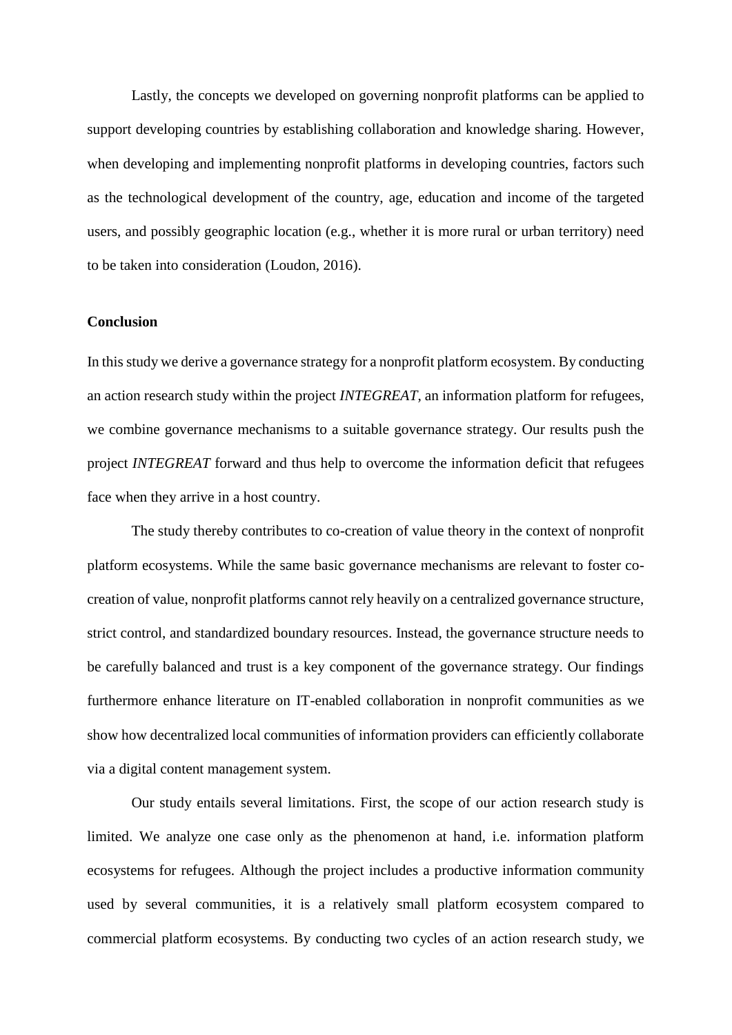Lastly, the concepts we developed on governing nonprofit platforms can be applied to support developing countries by establishing collaboration and knowledge sharing. However, when developing and implementing nonprofit platforms in developing countries, factors such as the technological development of the country, age, education and income of the targeted users, and possibly geographic location (e.g., whether it is more rural or urban territory) need to be taken into consideration (Loudon, 2016).

## Conclusion

In this study we derive a governance strategy for a nonprofit platform ecosystem. By conducting an action research study within the project *INTEGREAT*, an information platform for refugees, we combine governance mechanisms to a suitable governance strategy. Our results push the project *INTEGREAT* forward and thus help to overcome the information deficit that refugees face when they arrive in a host country.

The study thereby contributes to co-creation of value theory in the context of nonprofit platform ecosystems. While the same basic governance mechanisms are relevant to foster co-creation of value, nonprofit platforms cannot rely heavily on a centralized governance structure, strict control, and standardized boundary resources. Instead, the governance structure needs to be carefully balanced and trust is a key component of the governance strategy. Our findings furthermore enhance literature on IT-enabled collaboration in nonprofit communities as we show how decentralized local communities of information providers can efficiently collaborate via a digital content management system.

Our study entails several limitations. First, the scope of our action research study is limited. We analyze one case only as the phenomenon at hand, i.e. information platform ecosystems for refugees. Although the project includes a productive information community used by several communities, it is a relatively small platform ecosystem compared to commercial platform ecosystems. By conducting two cycles of an action research study, we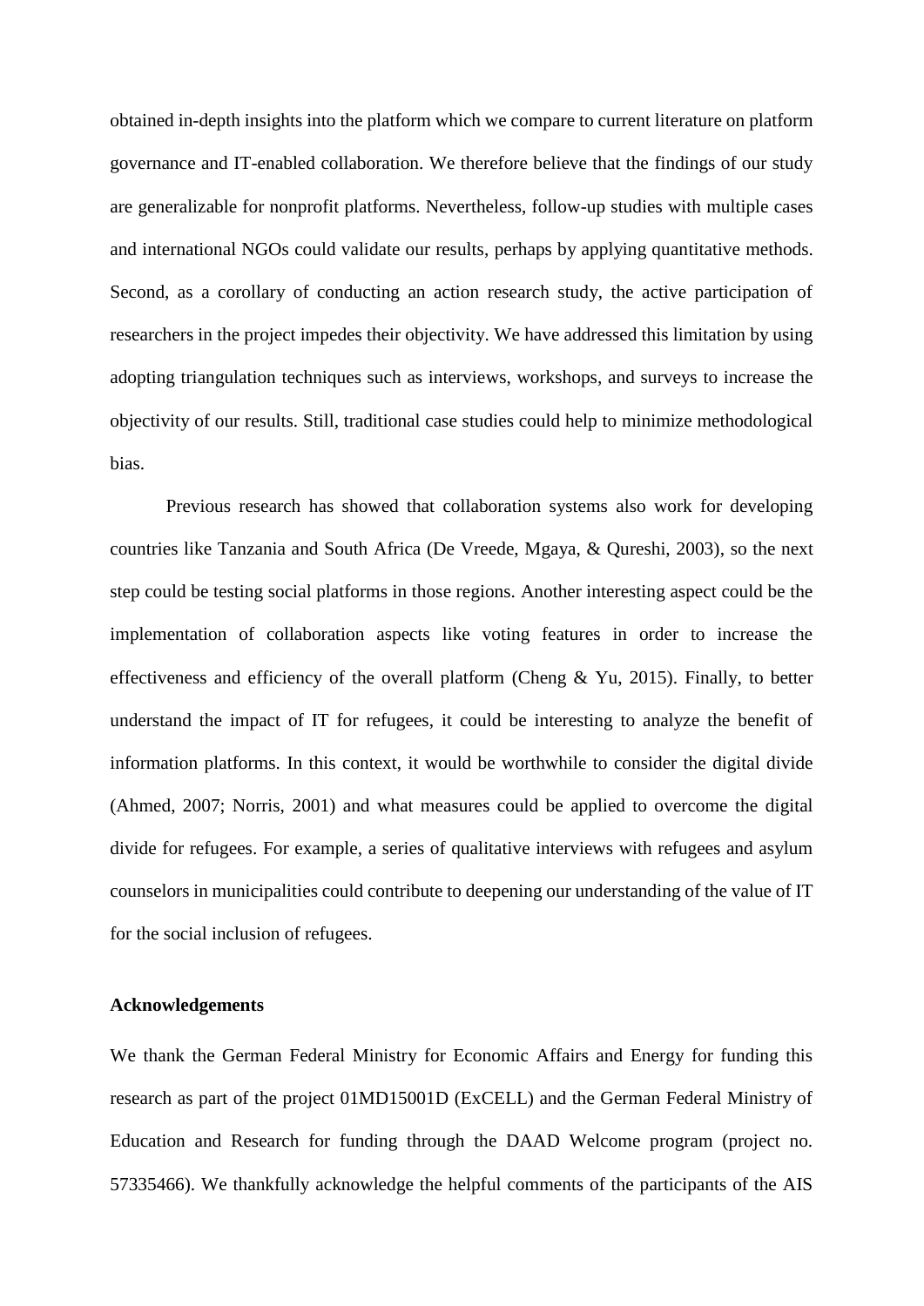obtained in-depth insights into the platform which we compare to current literature on platform governance and IT-enabled collaboration. We therefore believe that the findings of our study are generalizable for nonprofit platforms. Nevertheless, follow-up studies with multiple cases and international NGOs could validate our results, perhaps by applying quantitative methods. Second, as a corollary of conducting an action research study, the active participation of researchers in the project impedes their objectivity. We have addressed this limitation by using adopting triangulation techniques such as interviews, workshops, and surveys to increase the objectivity of our results. Still, traditional case studies could help to minimize methodological bias.

Previous research has showed that collaboration systems also work for developing countries like Tanzania and South Africa (De Vreede, Mgaya, & Qureshi, 2003), so the next step could be testing social platforms in those regions. Another interesting aspect could be the implementation of collaboration aspects like voting features in order to increase the effectiveness and efficiency of the overall platform (Cheng & Yu, 2015). Finally, to better understand the impact of IT for refugees, it could be interesting to analyze the benefit of information platforms. In this context, it would be worthwhile to consider the digital divide (Ahmed, 2007; Norris, 2001) and what measures could be applied to overcome the digital divide for refugees. For example, a series of qualitative interviews with refugees and asylum counselors in municipalities could contribute to deepening our understanding of the value of IT for the social inclusion of refugees.

## Acknowledgements

We thank the German Federal Ministry for Economic Affairs and Energy for funding this research as part of the project 01MD15001D (ExCELL) and the German Federal Ministry of Education and Research for funding through the DAAD Welcome program (project no. 57335466). We thankfully acknowledge the helpful comments of the participants of the AIS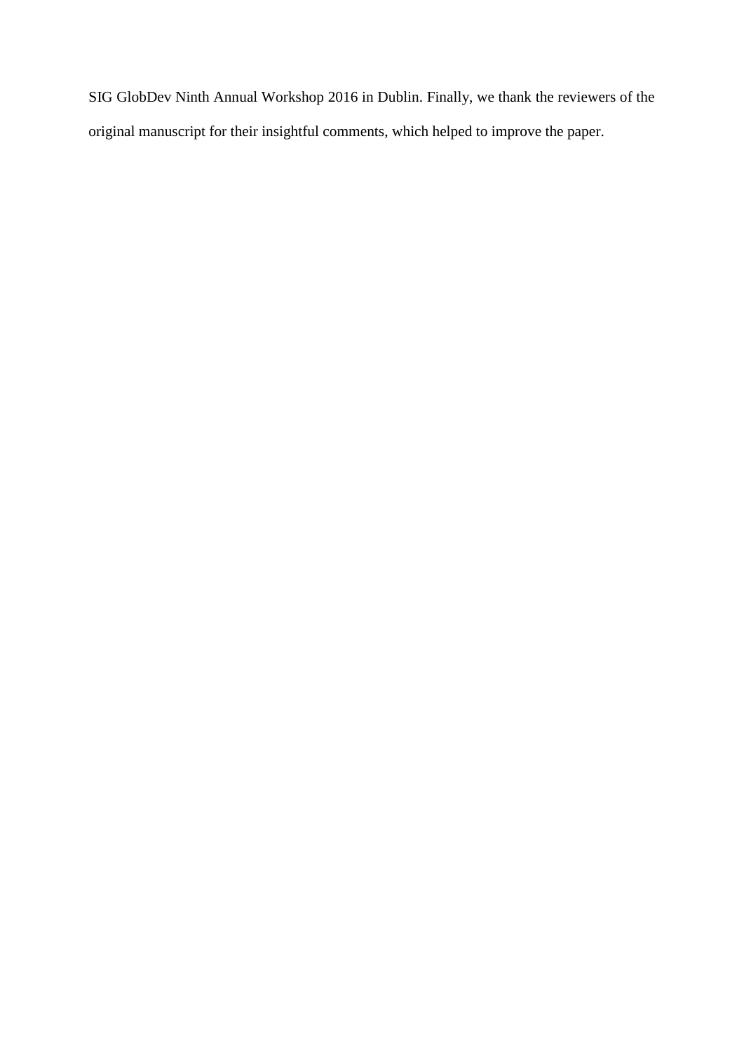SIG GlobDev Ninth Annual Workshop 2016 in Dublin. Finally, we thank the reviewers of the original manuscript for their insightful comments, which helped to improve the paper.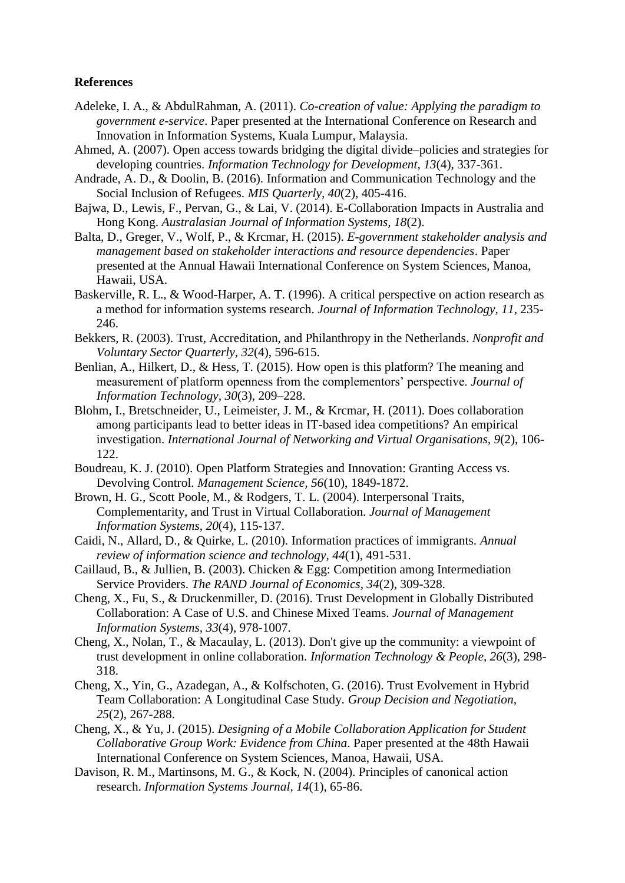**References**

Adeleke, I. A., & AbdulRahman, A. (2011). *Co-creation of value: Applying the paradigm to government e-service*. Paper presented at the International Conference on Research and Innovation in Information Systems, Kuala Lumpur, Malaysia.

Ahmed, A. (2007). Open access towards bridging the digital divide–policies and strategies for developing countries. *Information Technology for Development, 13*(4), 337-361.

Andrade, A. D., & Doolin, B. (2016). Information and Communication Technology and the Social Inclusion of Refugees. *MIS Quarterly, 40*(2), 405-416.

Bajwa, D., Lewis, F., Pervan, G., & Lai, V. (2014). E-Collaboration Impacts in Australia and Hong Kong. *Australasian Journal of Information Systems, 18*(2).

Balta, D., Greger, V., Wolf, P., & Krcmar, H. (2015). *E-government stakeholder analysis and management based on stakeholder interactions and resource dependencies*. Paper presented at the Annual Hawaii International Conference on System Sciences, Manoa, Hawaii, USA.

Baskerville, R. L., & Wood-Harper, A. T. (1996). A critical perspective on action research as a method for information systems research. *Journal of Information Technology, 11*, 235-246.

Bekkers, R. (2003). Trust, Accreditation, and Philanthropy in the Netherlands. *Nonprofit and Voluntary Sector Quarterly, 32*(4), 596-615.

Benlian, A., Hilkert, D., & Hess, T. (2015). How open is this platform? The meaning and measurement of platform openness from the complementors' perspective. *Journal of Information Technology, 30*(3), 209–228.

Blohm, I., Bretschneider, U., Leimeister, J. M., & Krcmar, H. (2011). Does collaboration among participants lead to better ideas in IT-based idea competitions? An empirical investigation. *International Journal of Networking and Virtual Organisations, 9*(2), 106-122.

Boudreau, K. J. (2010). Open Platform Strategies and Innovation: Granting Access vs. Devolving Control. *Management Science, 56*(10), 1849-1872.

Brown, H. G., Scott Poole, M., & Rodgers, T. L. (2004). Interpersonal Traits, Complementarity, and Trust in Virtual Collaboration. *Journal of Management Information Systems, 20*(4), 115-137.

Caidi, N., Allard, D., & Quirke, L. (2010). Information practices of immigrants. *Annual review of information science and technology, 44*(1), 491-531.

Caillaud, B., & Jullien, B. (2003). Chicken & Egg: Competition among Intermediation Service Providers. *The RAND Journal of Economics, 34*(2), 309-328.

Cheng, X., Fu, S., & Druckenmiller, D. (2016). Trust Development in Globally Distributed Collaboration: A Case of U.S. and Chinese Mixed Teams. *Journal of Management Information Systems, 33*(4), 978-1007.

Cheng, X., Nolan, T., & Macaulay, L. (2013). Don't give up the community: a viewpoint of trust development in online collaboration. *Information Technology & People, 26*(3), 298-318.

Cheng, X., Yin, G., Azadegan, A., & Kolfschoten, G. (2016). Trust Evolvement in Hybrid Team Collaboration: A Longitudinal Case Study. *Group Decision and Negotiation, 25*(2), 267-288.

Cheng, X., & Yu, J. (2015). *Designing of a Mobile Collaboration Application for Student Collaborative Group Work: Evidence from China*. Paper presented at the 48th Hawaii International Conference on System Sciences, Manoa, Hawaii, USA.

Davison, R. M., Martinsons, M. G., & Kock, N. (2004). Principles of canonical action research. *Information Systems Journal, 14*(1), 65-86.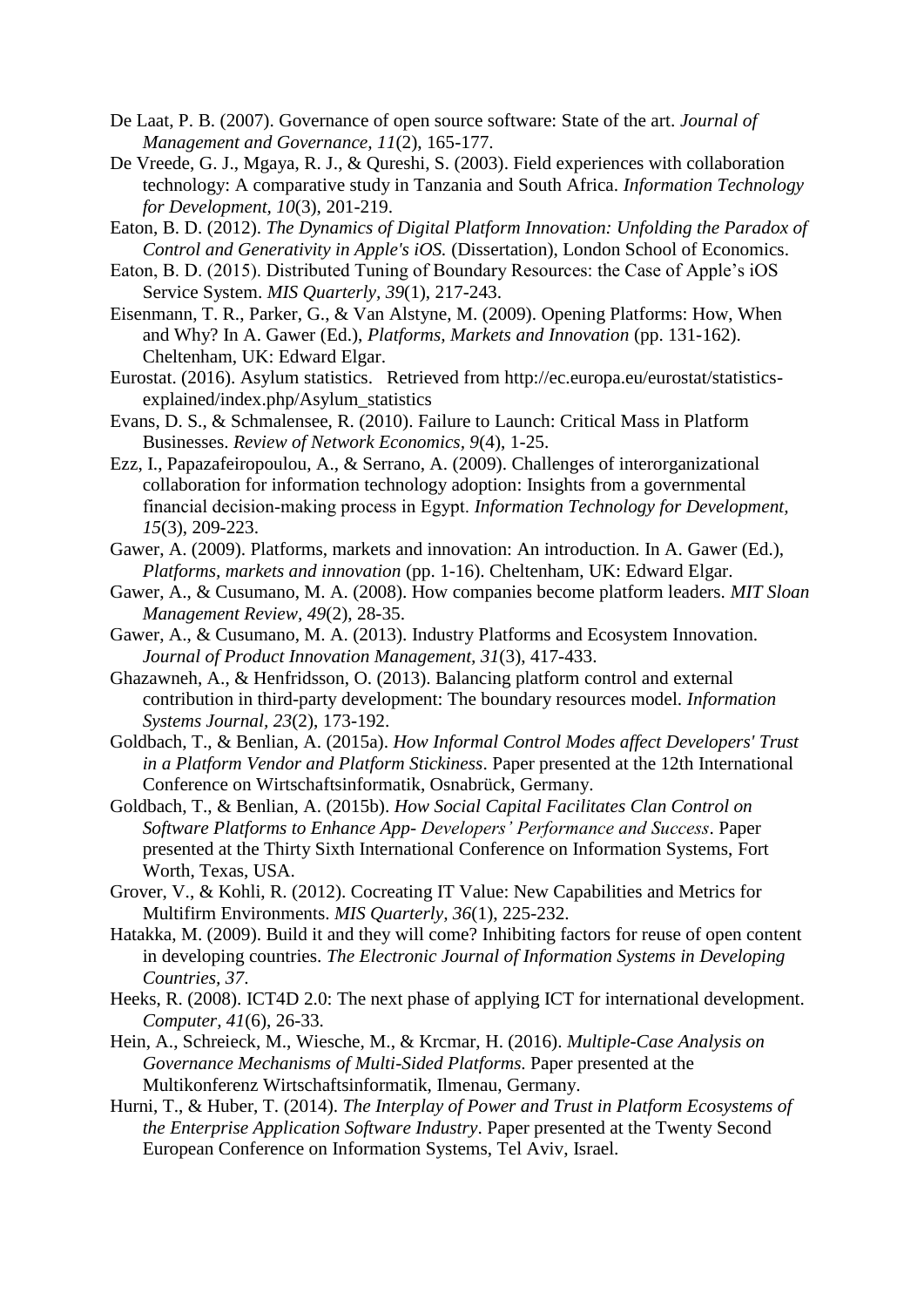De Laat, P. B. (2007). Governance of open source software: State of the art. *Journal of Management and Governance, 11*(2), 165-177.

De Vreede, G. J., Mgaya, R. J., & Qureshi, S. (2003). Field experiences with collaboration technology: A comparative study in Tanzania and South Africa. *Information Technology for Development, 10*(3), 201-219.

Eaton, B. D. (2012). *The Dynamics of Digital Platform Innovation: Unfolding the Paradox of Control and Generativity in Apple's iOS.* (Dissertation), London School of Economics.

Eaton, B. D. (2015). Distributed Tuning of Boundary Resources: the Case of Apple's iOS Service System. *MIS Quarterly, 39*(1), 217-243.

Eisenmann, T. R., Parker, G., & Van Alstyne, M. (2009). Opening Platforms: How, When and Why? In A. Gawer (Ed.), *Platforms, Markets and Innovation* (pp. 131-162). Cheltenham, UK: Edward Elgar.

Eurostat. (2016). Asylum statistics. Retrieved from http://ec.europa.eu/eurostat/statistics-explained/index.php/Asylum_statistics

Evans, D. S., & Schmalensee, R. (2010). Failure to Launch: Critical Mass in Platform Businesses. *Review of Network Economics, 9*(4), 1-25.

Ezz, I., Papazafeiropoulou, A., & Serrano, A. (2009). Challenges of interorganizational collaboration for information technology adoption: Insights from a governmental financial decision-making process in Egypt. *Information Technology for Development, 15*(3), 209-223.

Gawer, A. (2009). Platforms, markets and innovation: An introduction. In A. Gawer (Ed.), *Platforms, markets and innovation* (pp. 1-16). Cheltenham, UK: Edward Elgar.

Gawer, A., & Cusumano, M. A. (2008). How companies become platform leaders. *MIT Sloan Management Review, 49*(2), 28-35.

Gawer, A., & Cusumano, M. A. (2013). Industry Platforms and Ecosystem Innovation. *Journal of Product Innovation Management, 31*(3), 417-433.

Ghazawneh, A., & Henfridsson, O. (2013). Balancing platform control and external contribution in third-party development: The boundary resources model. *Information Systems Journal, 23*(2), 173-192.

Goldbach, T., & Benlian, A. (2015a). *How Informal Control Modes affect Developers' Trust in a Platform Vendor and Platform Stickiness*. Paper presented at the 12th International Conference on Wirtschaftsinformatik, Osnabrück, Germany.

Goldbach, T., & Benlian, A. (2015b). *How Social Capital Facilitates Clan Control on Software Platforms to Enhance App- Developers' Performance and Success*. Paper presented at the Thirty Sixth International Conference on Information Systems, Fort Worth, Texas, USA.

Grover, V., & Kohli, R. (2012). Cocreating IT Value: New Capabilities and Metrics for Multifirm Environments. *MIS Quarterly, 36*(1), 225-232.

Hatakka, M. (2009). Build it and they will come? Inhibiting factors for reuse of open content in developing countries. *The Electronic Journal of Information Systems in Developing Countries, 37*.

Heeks, R. (2008). ICT4D 2.0: The next phase of applying ICT for international development. *Computer, 41*(6), 26-33.

Hein, A., Schreieck, M., Wiesche, M., & Krcmar, H. (2016). *Multiple-Case Analysis on Governance Mechanisms of Multi-Sided Platforms.* Paper presented at the Multikonferenz Wirtschaftsinformatik, Ilmenau, Germany.

Hurni, T., & Huber, T. (2014). *The Interplay of Power and Trust in Platform Ecosystems of the Enterprise Application Software Industry*. Paper presented at the Twenty Second European Conference on Information Systems, Tel Aviv, Israel.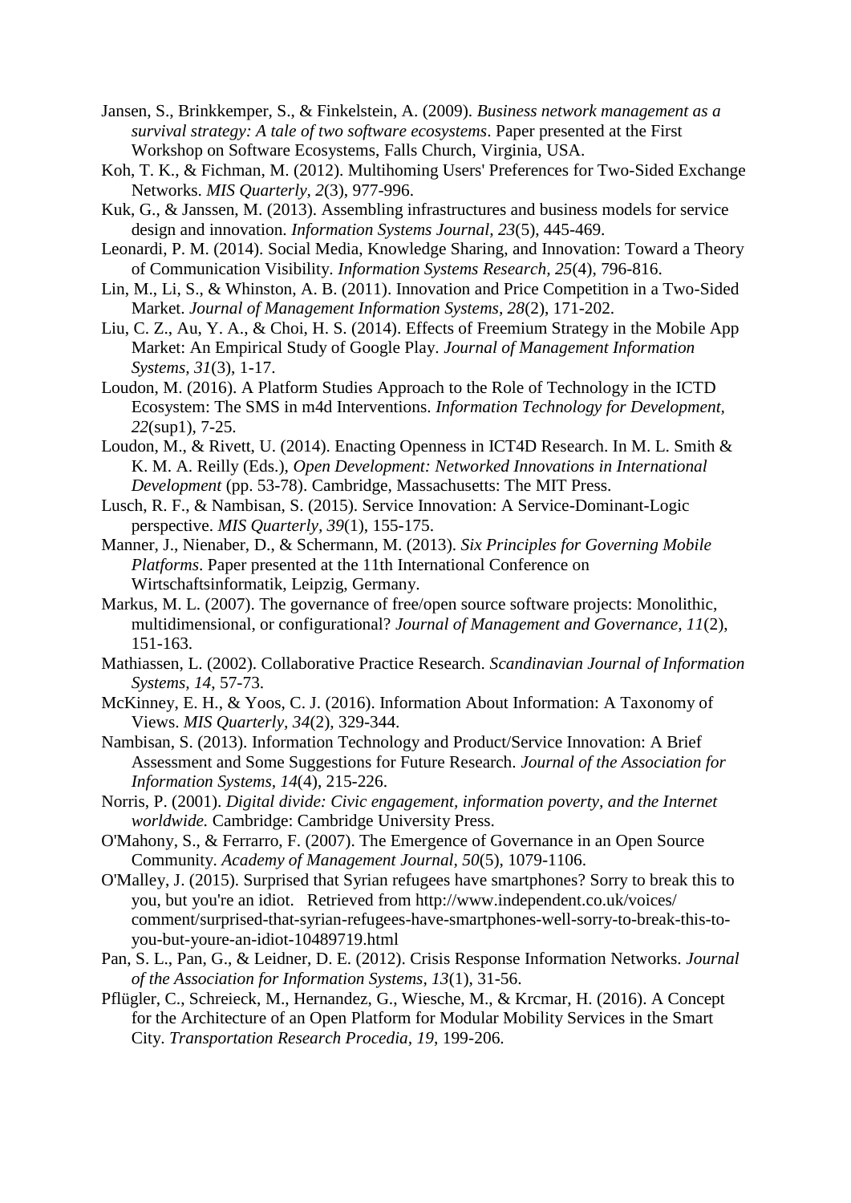Jansen, S., Brinkkemper, S., & Finkelstein, A. (2009). *Business network management as a survival strategy: A tale of two software ecosystems*. Paper presented at the First Workshop on Software Ecosystems, Falls Church, Virginia, USA.

Koh, T. K., & Fichman, M. (2012). Multihoming Users' Preferences for Two-Sided Exchange Networks. *MIS Quarterly, 2*(3), 977-996.

Kuk, G., & Janssen, M. (2013). Assembling infrastructures and business models for service design and innovation. *Information Systems Journal, 23*(5), 445-469.

Leonardi, P. M. (2014). Social Media, Knowledge Sharing, and Innovation: Toward a Theory of Communication Visibility. *Information Systems Research, 25*(4), 796-816.

Lin, M., Li, S., & Whinston, A. B. (2011). Innovation and Price Competition in a Two-Sided Market. *Journal of Management Information Systems, 28*(2), 171-202.

Liu, C. Z., Au, Y. A., & Choi, H. S. (2014). Effects of Freemium Strategy in the Mobile App Market: An Empirical Study of Google Play. *Journal of Management Information Systems, 31*(3), 1-17.

Loudon, M. (2016). A Platform Studies Approach to the Role of Technology in the ICTD Ecosystem: The SMS in m4d Interventions. *Information Technology for Development, 22*(sup1), 7-25.

Loudon, M., & Rivett, U. (2014). Enacting Openness in ICT4D Research. In M. L. Smith & K. M. A. Reilly (Eds.), *Open Development: Networked Innovations in International Development* (pp. 53-78). Cambridge, Massachusetts: The MIT Press.

Lusch, R. F., & Nambisan, S. (2015). Service Innovation: A Service-Dominant-Logic perspective. *MIS Quarterly, 39*(1), 155-175.

Manner, J., Nienaber, D., & Schermann, M. (2013). *Six Principles for Governing Mobile Platforms*. Paper presented at the 11th International Conference on Wirtschaftsinformatik, Leipzig, Germany.

Markus, M. L. (2007). The governance of free/open source software projects: Monolithic, multidimensional, or configurational? *Journal of Management and Governance, 11*(2), 151-163.

Mathiassen, L. (2002). Collaborative Practice Research. *Scandinavian Journal of Information Systems, 14*, 57-73.

McKinney, E. H., & Yoos, C. J. (2016). Information About Information: A Taxonomy of Views. *MIS Quarterly, 34*(2), 329-344.

Nambisan, S. (2013). Information Technology and Product/Service Innovation: A Brief Assessment and Some Suggestions for Future Research. *Journal of the Association for Information Systems, 14*(4), 215-226.

Norris, P. (2001). *Digital divide: Civic engagement, information poverty, and the Internet worldwide.* Cambridge: Cambridge University Press.

O'Mahony, S., & Ferrarro, F. (2007). The Emergence of Governance in an Open Source Community. *Academy of Management Journal, 50*(5), 1079-1106.

O'Malley, J. (2015). Surprised that Syrian refugees have smartphones? Sorry to break this to you, but you're an idiot. Retrieved from http://www.independent.co.uk/voices/comment/surprised-that-syrian-refugees-have-smartphones-well-sorry-to-break-this-to-you-but-youre-an-idiot-10489719.html

Pan, S. L., Pan, G., & Leidner, D. E. (2012). Crisis Response Information Networks. *Journal of the Association for Information Systems, 13*(1), 31-56.

Pflügler, C., Schreieck, M., Hernandez, G., Wiesche, M., & Krcmar, H. (2016). A Concept for the Architecture of an Open Platform for Modular Mobility Services in the Smart City. *Transportation Research Procedia, 19*, 199-206.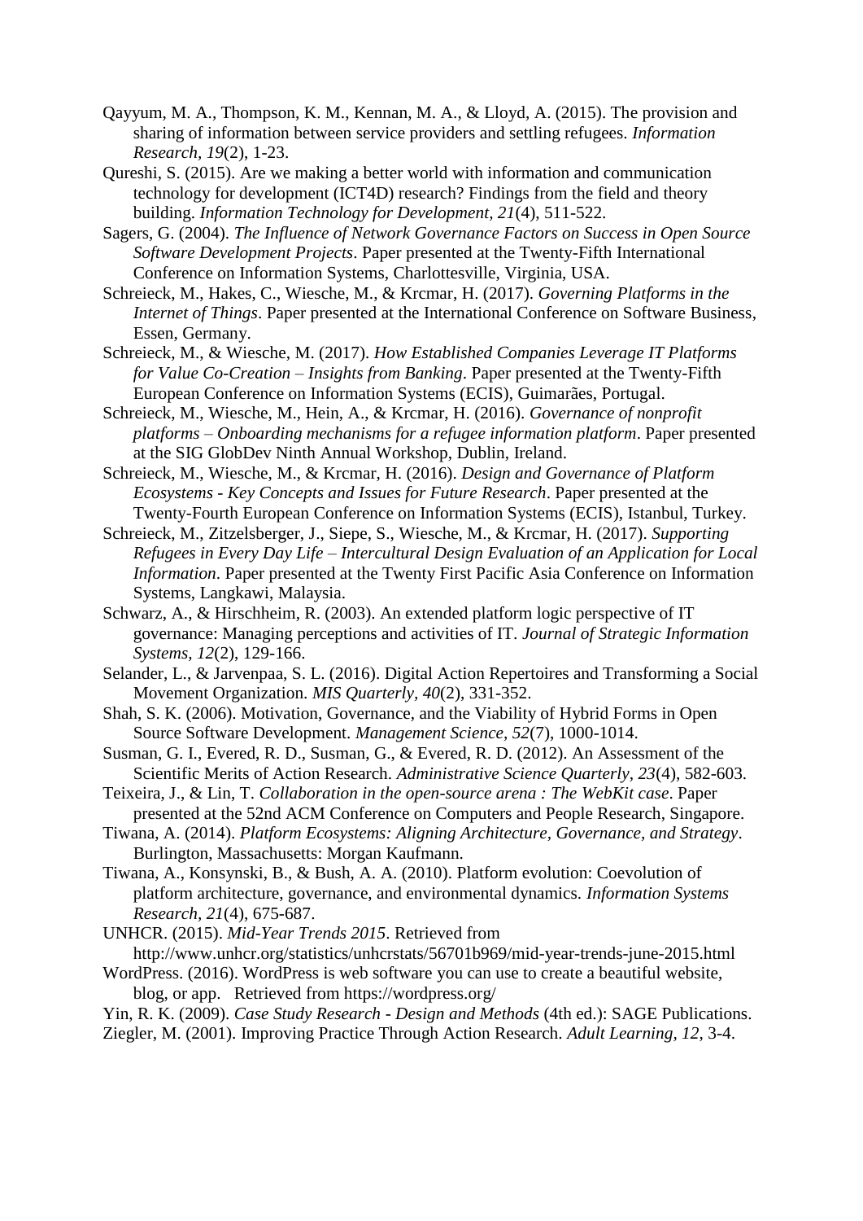Qayyum, M. A., Thompson, K. M., Kennan, M. A., & Lloyd, A. (2015). The provision and sharing of information between service providers and settling refugees. *Information Research, 19*(2), 1-23.

Qureshi, S. (2015). Are we making a better world with information and communication technology for development (ICT4D) research? Findings from the field and theory building. *Information Technology for Development, 21*(4), 511-522.

Sagers, G. (2004). *The Influence of Network Governance Factors on Success in Open Source Software Development Projects*. Paper presented at the Twenty-Fifth International Conference on Information Systems, Charlottesville, Virginia, USA.

Schreieck, M., Hakes, C., Wiesche, M., & Krcmar, H. (2017). *Governing Platforms in the Internet of Things*. Paper presented at the International Conference on Software Business, Essen, Germany.

Schreieck, M., & Wiesche, M. (2017). *How Established Companies Leverage IT Platforms for Value Co-Creation – Insights from Banking*. Paper presented at the Twenty-Fifth European Conference on Information Systems (ECIS), Guimarães, Portugal.

Schreieck, M., Wiesche, M., Hein, A., & Krcmar, H. (2016). *Governance of nonprofit platforms – Onboarding mechanisms for a refugee information platform*. Paper presented at the SIG GlobDev Ninth Annual Workshop, Dublin, Ireland.

Schreieck, M., Wiesche, M., & Krcmar, H. (2016). *Design and Governance of Platform Ecosystems - Key Concepts and Issues for Future Research*. Paper presented at the Twenty-Fourth European Conference on Information Systems (ECIS), Istanbul, Turkey.

Schreieck, M., Zitzelsberger, J., Siepe, S., Wiesche, M., & Krcmar, H. (2017). *Supporting Refugees in Every Day Life – Intercultural Design Evaluation of an Application for Local Information*. Paper presented at the Twenty First Pacific Asia Conference on Information Systems, Langkawi, Malaysia.

Schwarz, A., & Hirschheim, R. (2003). An extended platform logic perspective of IT governance: Managing perceptions and activities of IT. *Journal of Strategic Information Systems, 12*(2), 129-166.

Selander, L., & Jarvenpaa, S. L. (2016). Digital Action Repertoires and Transforming a Social Movement Organization. *MIS Quarterly, 40*(2), 331-352.

Shah, S. K. (2006). Motivation, Governance, and the Viability of Hybrid Forms in Open Source Software Development. *Management Science, 52*(7), 1000-1014.

Susman, G. I., Evered, R. D., Susman, G., & Evered, R. D. (2012). An Assessment of the Scientific Merits of Action Research. *Administrative Science Quarterly, 23*(4), 582-603.

Teixeira, J., & Lin, T. *Collaboration in the open-source arena : The WebKit case*. Paper presented at the 52nd ACM Conference on Computers and People Research, Singapore.

Tiwana, A. (2014). *Platform Ecosystems: Aligning Architecture, Governance, and Strategy*. Burlington, Massachusetts: Morgan Kaufmann.

Tiwana, A., Konsynski, B., & Bush, A. A. (2010). Platform evolution: Coevolution of platform architecture, governance, and environmental dynamics. *Information Systems Research, 21*(4), 675-687.

UNHCR. (2015). *Mid-Year Trends 2015*. Retrieved from http://www.unhcr.org/statistics/unhcrstats/56701b969/mid-year-trends-june-2015.html

WordPress. (2016). WordPress is web software you can use to create a beautiful website, blog, or app. Retrieved from https://wordpress.org/

Yin, R. K. (2009). *Case Study Research - Design and Methods* (4th ed.): SAGE Publications.

Ziegler, M. (2001). Improving Practice Through Action Research. *Adult Learning, 12*, 3-4.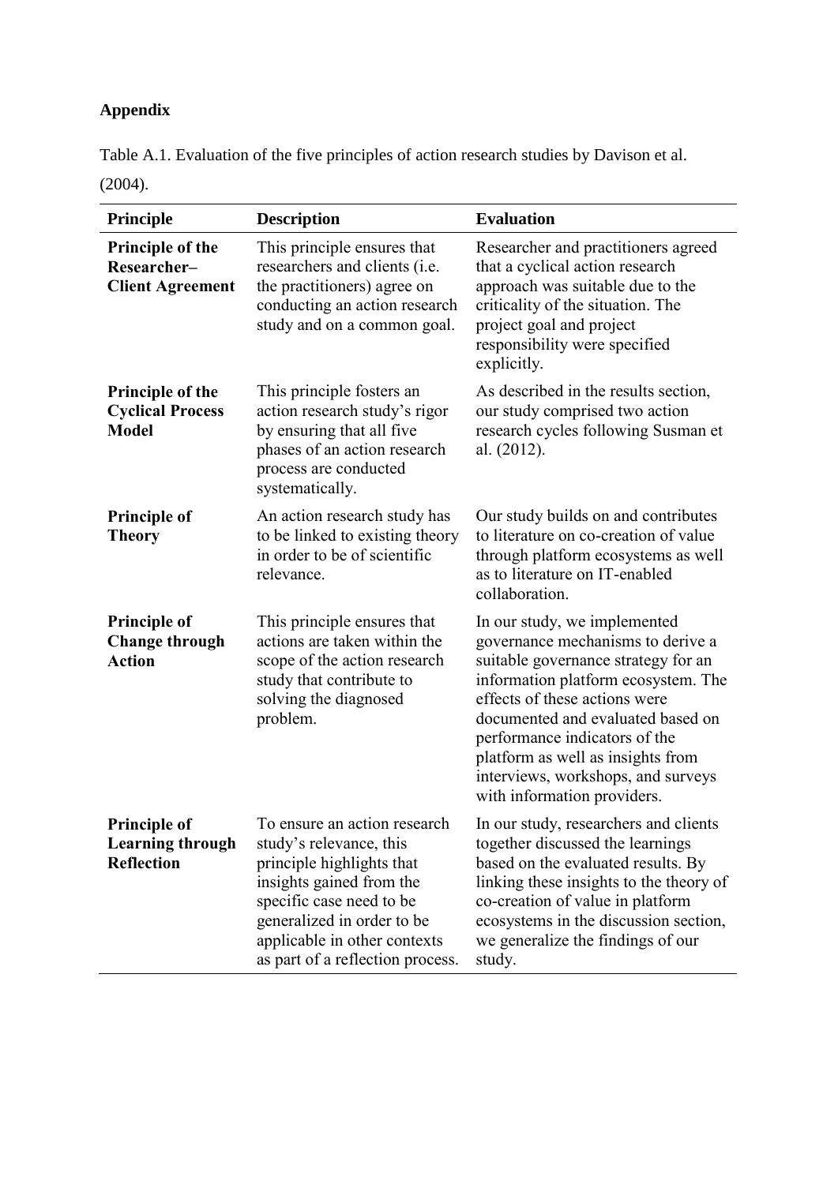**Appendix**

Table A.1. Evaluation of the five principles of action research studies by Davison et al. (2004).

| Principle | Description | Evaluation |
|---|---|---|
| **Principle of the Researcher–Client Agreement** | This principle ensures that researchers and clients (i.e. the practitioners) agree on conducting an action research study and on a common goal. | Researcher and practitioners agreed that a cyclical action research approach was suitable due to the criticality of the situation. The project goal and project responsibility were specified explicitly. |
| **Principle of the Cyclical Process Model** | This principle fosters an action research study's rigor by ensuring that all five phases of an action research process are conducted systematically. | As described in the results section, our study comprised two action research cycles following Susman et al. (2012). |
| **Principle of Theory** | An action research study has to be linked to existing theory in order to be of scientific relevance. | Our study builds on and contributes to literature on co-creation of value through platform ecosystems as well as to literature on IT-enabled collaboration. |
| **Principle of Change through Action** | This principle ensures that actions are taken within the scope of the action research study that contribute to solving the diagnosed problem. | In our study, we implemented governance mechanisms to derive a suitable governance strategy for an information platform ecosystem. The effects of these actions were documented and evaluated based on performance indicators of the platform as well as insights from interviews, workshops, and surveys with information providers. |
| **Principle of Learning through Reflection** | To ensure an action research study's relevance, this principle highlights that insights gained from the specific case need to be generalized in order to be applicable in other contexts as part of a reflection process. | In our study, researchers and clients together discussed the learnings based on the evaluated results. By linking these insights to the theory of co-creation of value in platform ecosystems in the discussion section, we generalize the findings of our study. |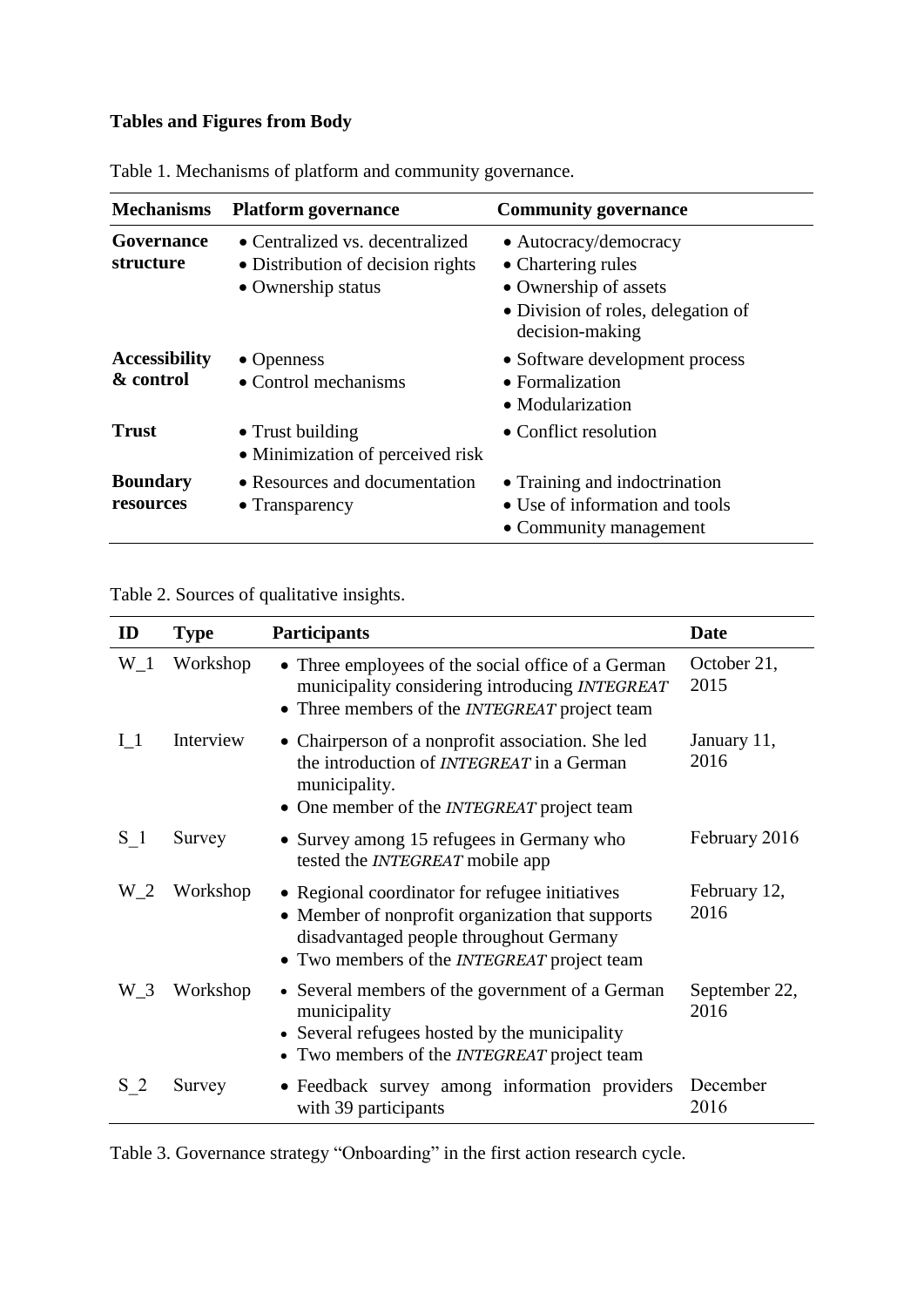**Tables and Figures from Body**

Table 1. Mechanisms of platform and community governance.

| Mechanisms | Platform governance | Community governance |
|---|---|---|
| **Governance structure** | • Centralized vs. decentralized<br>• Distribution of decision rights<br>• Ownership status | • Autocracy/democracy<br>• Chartering rules<br>• Ownership of assets<br>• Division of roles, delegation of decision-making |
| **Accessibility & control** | • Openness<br>• Control mechanisms | • Software development process<br>• Formalization<br>• Modularization |
| **Trust** | • Trust building<br>• Minimization of perceived risk | • Conflict resolution |
| **Boundary resources** | • Resources and documentation<br>• Transparency | • Training and indoctrination<br>• Use of information and tools<br>• Community management |

Table 2. Sources of qualitative insights.

| ID | Type | Participants | Date |
|---|---|---|---|
| W_1 | Workshop | • Three employees of the social office of a German municipality considering introducing *INTEGREAT*<br>• Three members of the *INTEGREAT* project team | October 21, 2015 |
| I_1 | Interview | • Chairperson of a nonprofit association. She led the introduction of *INTEGREAT* in a German municipality.<br>• One member of the *INTEGREAT* project team | January 11, 2016 |
| S_1 | Survey | • Survey among 15 refugees in Germany who tested the *INTEGREAT* mobile app | February 2016 |
| W_2 | Workshop | • Regional coordinator for refugee initiatives<br>• Member of nonprofit organization that supports disadvantaged people throughout Germany<br>• Two members of the *INTEGREAT* project team | February 12, 2016 |
| W_3 | Workshop | • Several members of the government of a German municipality<br>• Several refugees hosted by the municipality<br>• Two members of the *INTEGREAT* project team | September 22, 2016 |
| S_2 | Survey | • Feedback survey among information providers with 39 participants | December 2016 |

Table 3. Governance strategy "Onboarding" in the first action research cycle.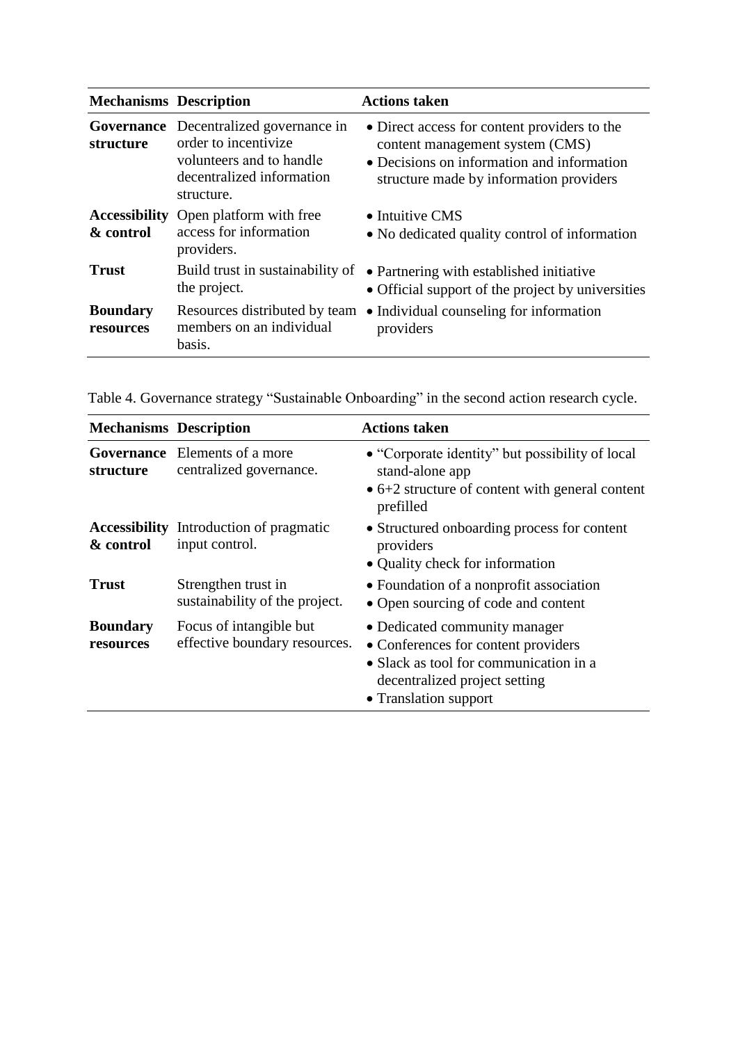| Mechanisms | Description | Actions taken |
|---|---|---|
| **Governance structure** | Decentralized governance in order to incentivize volunteers and to handle decentralized information structure. | • Direct access for content providers to the content management system (CMS)<br>• Decisions on information and information structure made by information providers |
| **Accessibility & control** | Open platform with free access for information providers. | • Intuitive CMS<br>• No dedicated quality control of information |
| **Trust** | Build trust in sustainability of the project. | • Partnering with established initiative<br>• Official support of the project by universities |
| **Boundary resources** | Resources distributed by team members on an individual basis. | • Individual counseling for information providers |

Table 4. Governance strategy "Sustainable Onboarding" in the second action research cycle.

| Mechanisms | Description | Actions taken |
|---|---|---|
| **Governance structure** | Elements of a more centralized governance. | • "Corporate identity" but possibility of local stand-alone app<br>• 6+2 structure of content with general content prefilled |
| **Accessibility & control** | Introduction of pragmatic input control. | • Structured onboarding process for content providers<br>• Quality check for information |
| **Trust** | Strengthen trust in sustainability of the project. | • Foundation of a nonprofit association<br>• Open sourcing of code and content |
| **Boundary resources** | Focus of intangible but effective boundary resources. | • Dedicated community manager<br>• Conferences for content providers<br>• Slack as tool for communication in a decentralized project setting<br>• Translation support |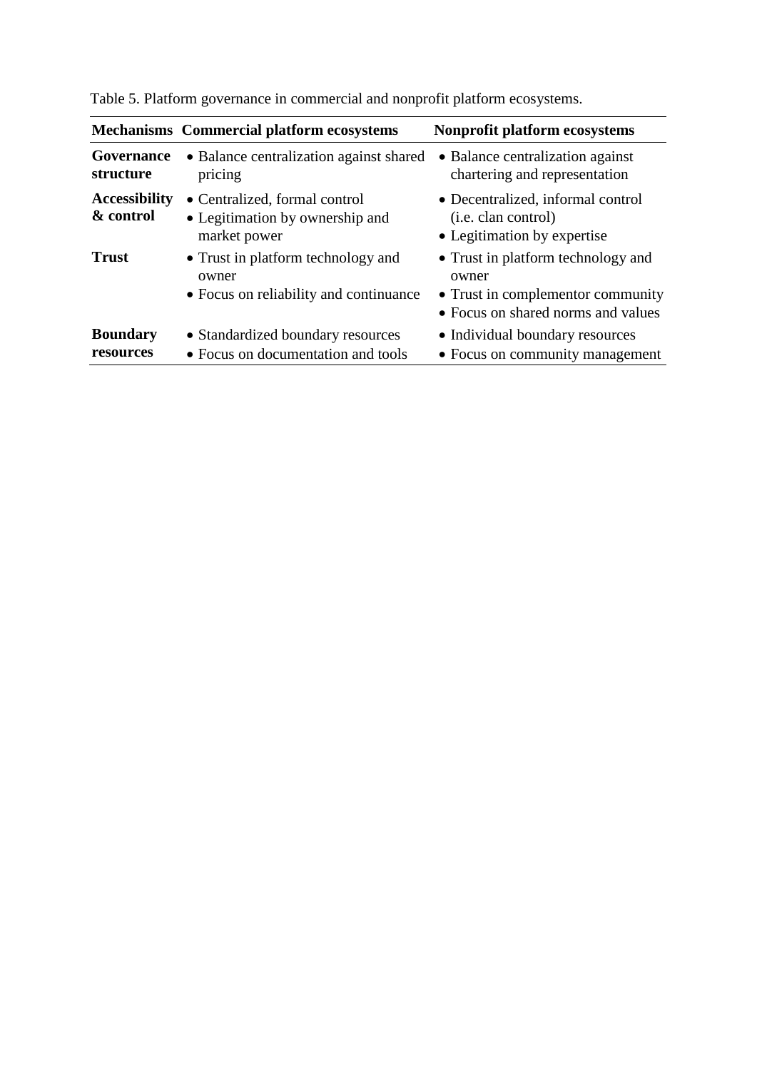Table 5. Platform governance in commercial and nonprofit platform ecosystems.

| Mechanisms | Commercial platform ecosystems | Nonprofit platform ecosystems |
|---|---|---|
| **Governance structure** | • Balance centralization against shared pricing | • Balance centralization against chartering and representation |
| **Accessibility & control** | • Centralized, formal control<br>• Legitimation by ownership and market power | • Decentralized, informal control (i.e. clan control)<br>• Legitimation by expertise |
| **Trust** | • Trust in platform technology and owner<br>• Focus on reliability and continuance | • Trust in platform technology and owner<br>• Trust in complementor community<br>• Focus on shared norms and values |
| **Boundary resources** | • Standardized boundary resources<br>• Focus on documentation and tools | • Individual boundary resources<br>• Focus on community management |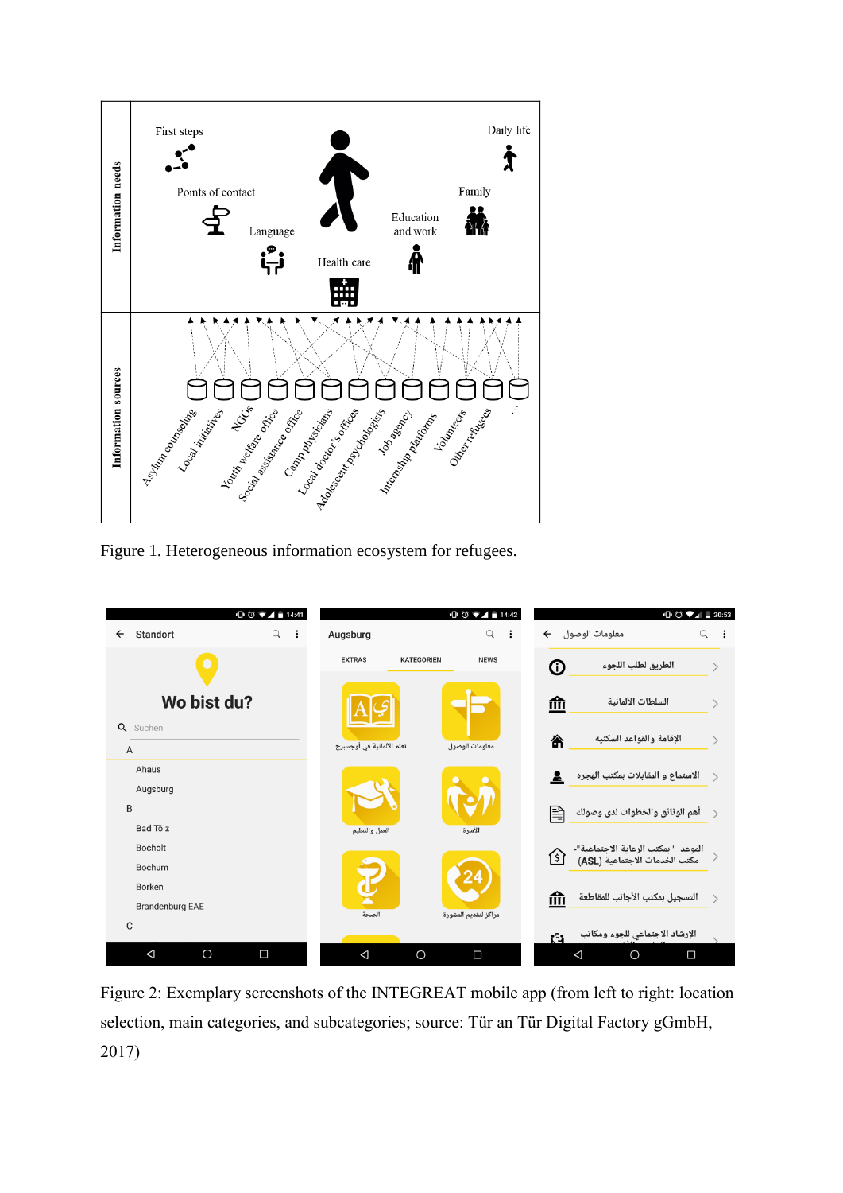Figure 1. Heterogeneous information ecosystem for refugees.

Figure 2: Exemplary screenshots of the INTEGREAT mobile app (from left to right: location selection, main categories, and subcategories; source: Tür an Tür Digital Factory gGmbH, 2017)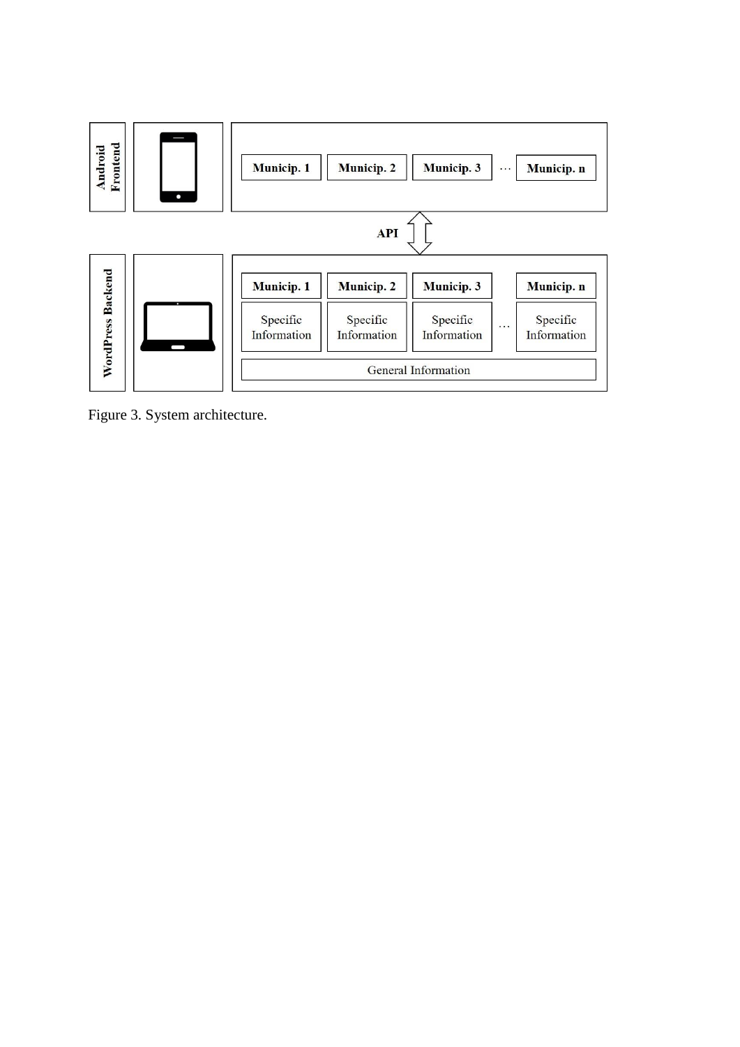| Android Frontend | | Municip. 1 | Municip. 2 | Municip. 3 | … | Municip. n |
|---|---|---|---|---|---|---|

API

| WordPress Backend | | Municip. 1 | Municip. 2 | Municip. 3 | | Municip. n |
|---|---|---|---|---|---|---|
| | | Specific Information | Specific Information | Specific Information | … | Specific Information |
| | | General Information | | | | |

Figure 3. System architecture.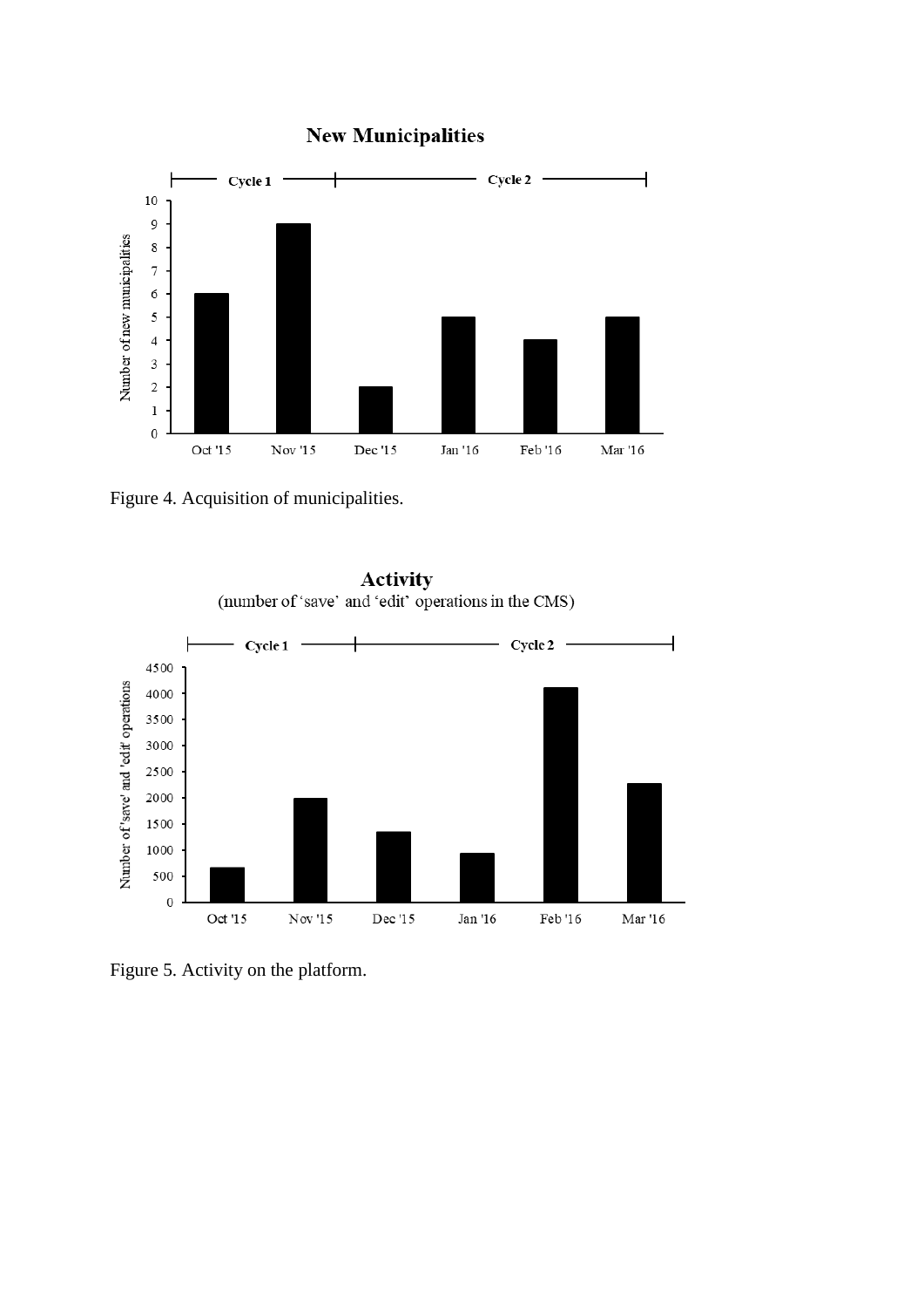New Municipalities

Cycle 1

Cycle 2

Number of new municipalities

10
9
8
7
6
5
4
3
2
1
0

Oct '15
Nov '15
Dec '15
Jan '16
Feb '16
Mar '16

Figure 4. Acquisition of municipalities.

Activity
(number of 'save' and 'edit' operations in the CMS)

Cycle 1

Cycle 2

Number of 'save' and 'edit' operations

4500
4000
3500
3000
2500
2000
1500
1000
500
0

Oct '15
Nov '15
Dec '15
Jan '16
Feb '16
Mar '16

Figure 5. Activity on the platform.